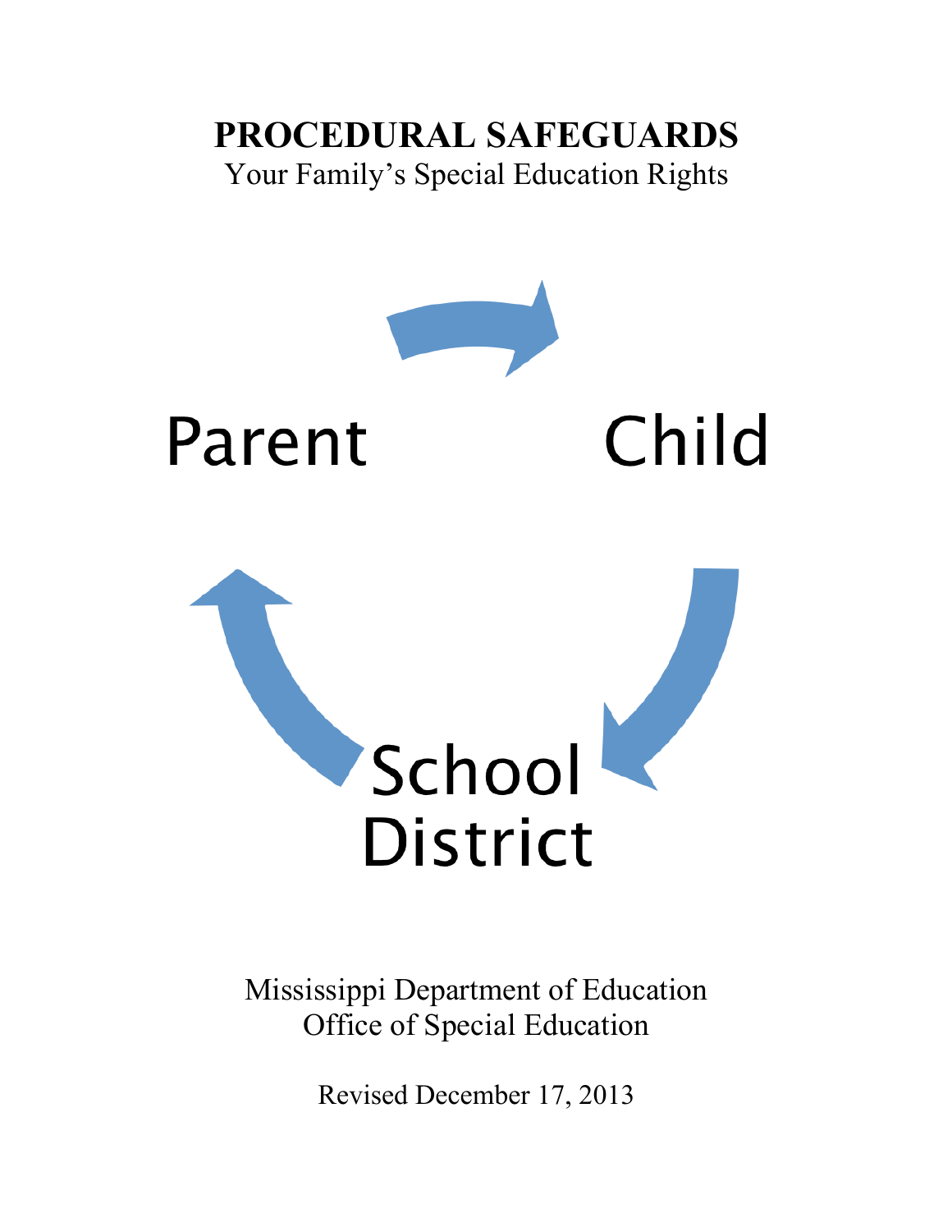# PROCEDURAL SAFEGUARDS

Your Family's Special Education Rights

Parent

Child

School District

Mississippi Department of Education
Office of Special Education

Revised December 17, 2013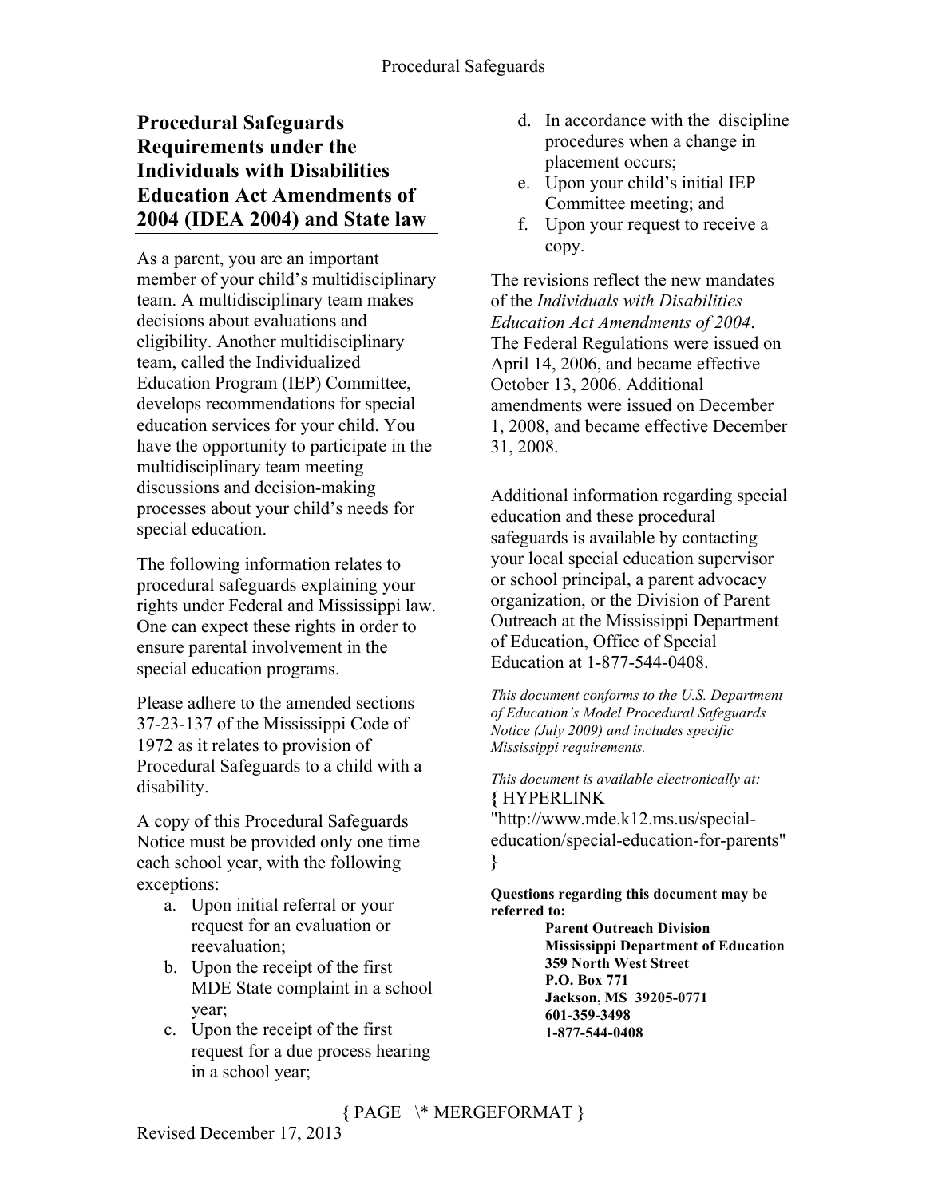## Procedural Safeguards Requirements under the Individuals with Disabilities Education Act Amendments of 2004 (IDEA 2004) and State law

As a parent, you are an important member of your child's multidisciplinary team. A multidisciplinary team makes decisions about evaluations and eligibility. Another multidisciplinary team, called the Individualized Education Program (IEP) Committee, develops recommendations for special education services for your child. You have the opportunity to participate in the multidisciplinary team meeting discussions and decision-making processes about your child's needs for special education.

The following information relates to procedural safeguards explaining your rights under Federal and Mississippi law. One can expect these rights in order to ensure parental involvement in the special education programs.

Please adhere to the amended sections 37-23-137 of the Mississippi Code of 1972 as it relates to provision of Procedural Safeguards to a child with a disability.

A copy of this Procedural Safeguards Notice must be provided only one time each school year, with the following exceptions:

a. Upon initial referral or your request for an evaluation or reevaluation;
b. Upon the receipt of the first MDE State complaint in a school year;
c. Upon the receipt of the first request for a due process hearing in a school year;
d. In accordance with the discipline procedures when a change in placement occurs;
e. Upon your child's initial IEP Committee meeting; and
f. Upon your request to receive a copy.

The revisions reflect the new mandates of the *Individuals with Disabilities Education Act Amendments of 2004*. The Federal Regulations were issued on April 14, 2006, and became effective October 13, 2006. Additional amendments were issued on December 1, 2008, and became effective December 31, 2008.

Additional information regarding special education and these procedural safeguards is available by contacting your local special education supervisor or school principal, a parent advocacy organization, or the Division of Parent Outreach at the Mississippi Department of Education, Office of Special Education at 1-877-544-0408.

*This document conforms to the U.S. Department of Education's Model Procedural Safeguards Notice (July 2009) and includes specific Mississippi requirements.*

*This document is available electronically at:*
**{** HYPERLINK "http://www.mde.k12.ms.us/special-education/special-education-for-parents" **}**

**Questions regarding this document may be referred to:**

**Parent Outreach Division**
**Mississippi Department of Education**
**359 North West Street**
**P.O. Box 771**
**Jackson, MS 39205-0771**
**601-359-3498**
**1-877-544-0408**

Revised December 17, 2013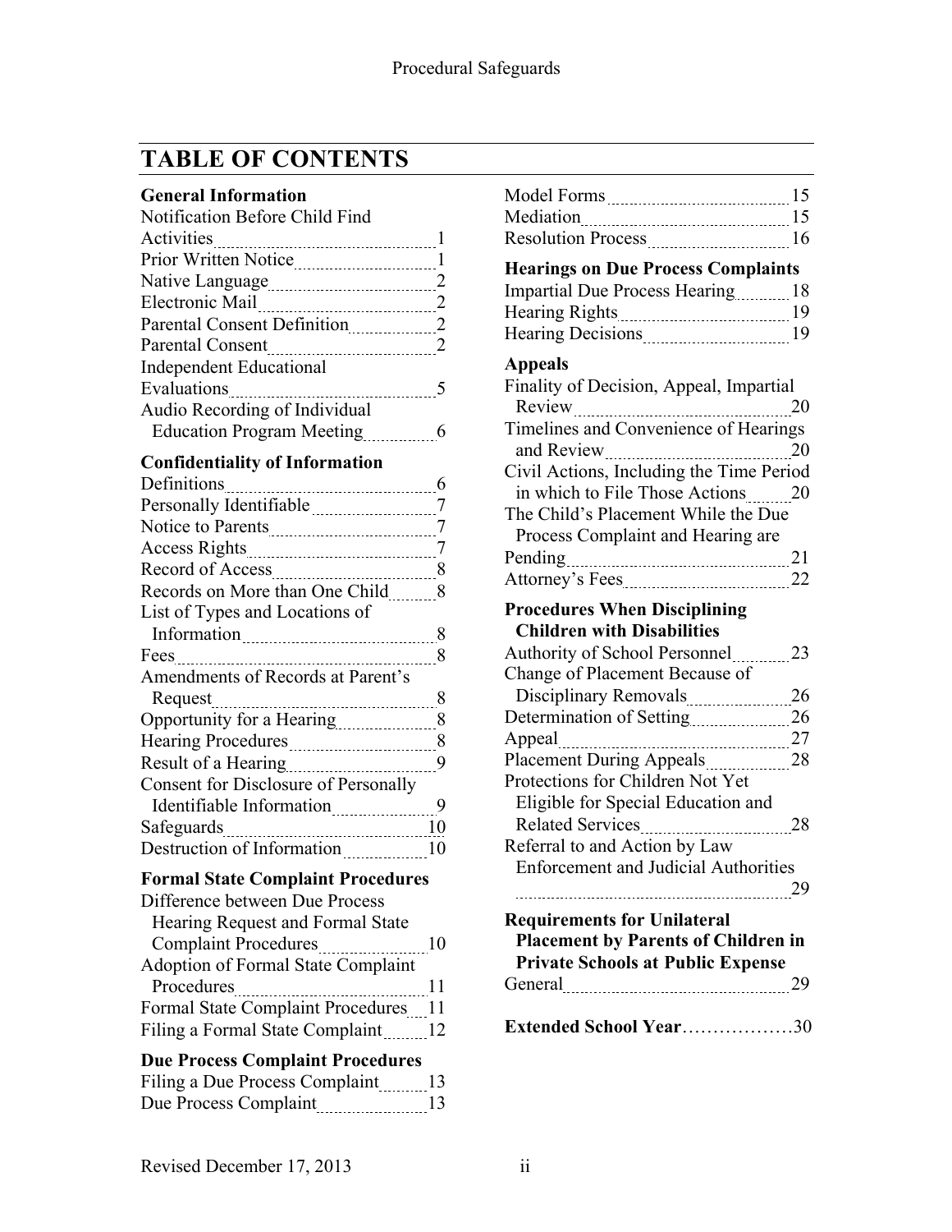# TABLE OF CONTENTS

**General Information**

Notification Before Child Find Activities ........ 1
Prior Written Notice ........ 1
Native Language ........ 2
Electronic Mail ........ 2
Parental Consent Definition ........ 2
Parental Consent ........ 2
Independent Educational Evaluations ........ 5
Audio Recording of Individual Education Program Meeting ........ 6

**Confidentiality of Information**

Definitions ........ 6
Personally Identifiable ........ 7
Notice to Parents ........ 7
Access Rights ........ 7
Record of Access ........ 8
Records on More than One Child ........ 8
List of Types and Locations of Information ........ 8
Fees ........ 8
Amendments of Records at Parent's Request ........ 8
Opportunity for a Hearing ........ 8
Hearing Procedures ........ 8
Result of a Hearing ........ 9
Consent for Disclosure of Personally Identifiable Information ........ 9
Safeguards ........ 10
Destruction of Information ........ 10

**Formal State Complaint Procedures**

Difference between Due Process Hearing Request and Formal State Complaint Procedures ........ 10
Adoption of Formal State Complaint Procedures ........ 11
Formal State Complaint Procedures ........ 11
Filing a Formal State Complaint ........ 12

**Due Process Complaint Procedures**

Filing a Due Process Complaint ........ 13
Due Process Complaint ........ 13
Model Forms ........ 15
Mediation ........ 15
Resolution Process ........ 16

**Hearings on Due Process Complaints**

Impartial Due Process Hearing ........ 18
Hearing Rights ........ 19
Hearing Decisions ........ 19

**Appeals**

Finality of Decision, Appeal, Impartial Review ........ 20
Timelines and Convenience of Hearings and Review ........ 20
Civil Actions, Including the Time Period in which to File Those Actions ........ 20
The Child's Placement While the Due Process Complaint and Hearing are Pending ........ 21
Attorney's Fees ........ 22

**Procedures When Disciplining Children with Disabilities**

Authority of School Personnel ........ 23
Change of Placement Because of Disciplinary Removals ........ 26
Determination of Setting ........ 26
Appeal ........ 27
Placement During Appeals ........ 28
Protections for Children Not Yet Eligible for Special Education and Related Services ........ 28
Referral to and Action by Law Enforcement and Judicial Authorities ........ 29

**Requirements for Unilateral Placement by Parents of Children in Private Schools at Public Expense**

General ........ 29

**Extended School Year** ........ 30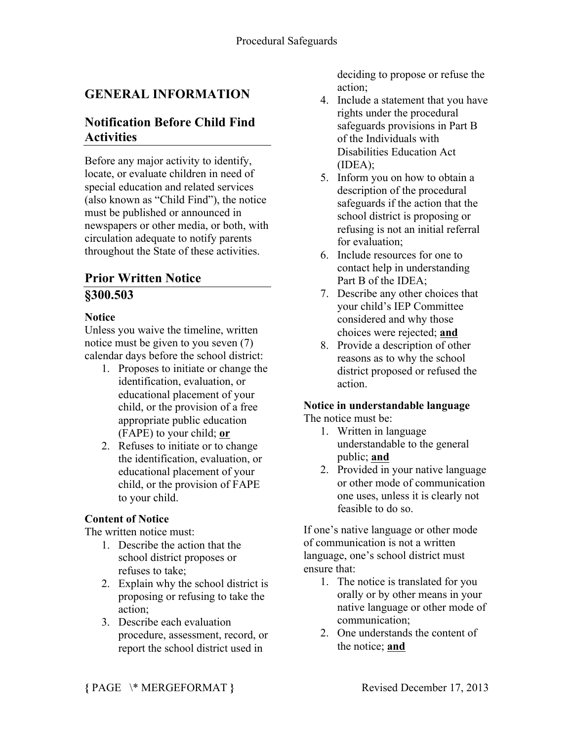# GENERAL INFORMATION

## Notification Before Child Find Activities

Before any major activity to identify, locate, or evaluate children in need of special education and related services (also known as "Child Find"), the notice must be published or announced in newspapers or other media, or both, with circulation adequate to notify parents throughout the State of these activities.

## Prior Written Notice §300.503

**Notice**

Unless you waive the timeline, written notice must be given to you seven (7) calendar days before the school district:

1. Proposes to initiate or change the identification, evaluation, or educational placement of your child, or the provision of a free appropriate public education (FAPE) to your child; **or**
2. Refuses to initiate or to change the identification, evaluation, or educational placement of your child, or the provision of FAPE to your child.

**Content of Notice**

The written notice must:

1. Describe the action that the school district proposes or refuses to take;
2. Explain why the school district is proposing or refusing to take the action;
3. Describe each evaluation procedure, assessment, record, or report the school district used in deciding to propose or refuse the action;
4. Include a statement that you have rights under the procedural safeguards provisions in Part B of the Individuals with Disabilities Education Act (IDEA);
5. Inform you on how to obtain a description of the procedural safeguards if the action that the school district is proposing or refusing is not an initial referral for evaluation;
6. Include resources for one to contact help in understanding Part B of the IDEA;
7. Describe any other choices that your child's IEP Committee considered and why those choices were rejected; **and**
8. Provide a description of other reasons as to why the school district proposed or refused the action.

**Notice in understandable language**

The notice must be:

1. Written in language understandable to the general public; **and**
2. Provided in your native language or other mode of communication one uses, unless it is clearly not feasible to do so.

If one's native language or other mode of communication is not a written language, one's school district must ensure that:

1. The notice is translated for you orally or by other means in your native language or other mode of communication;
2. One understands the content of the notice; **and**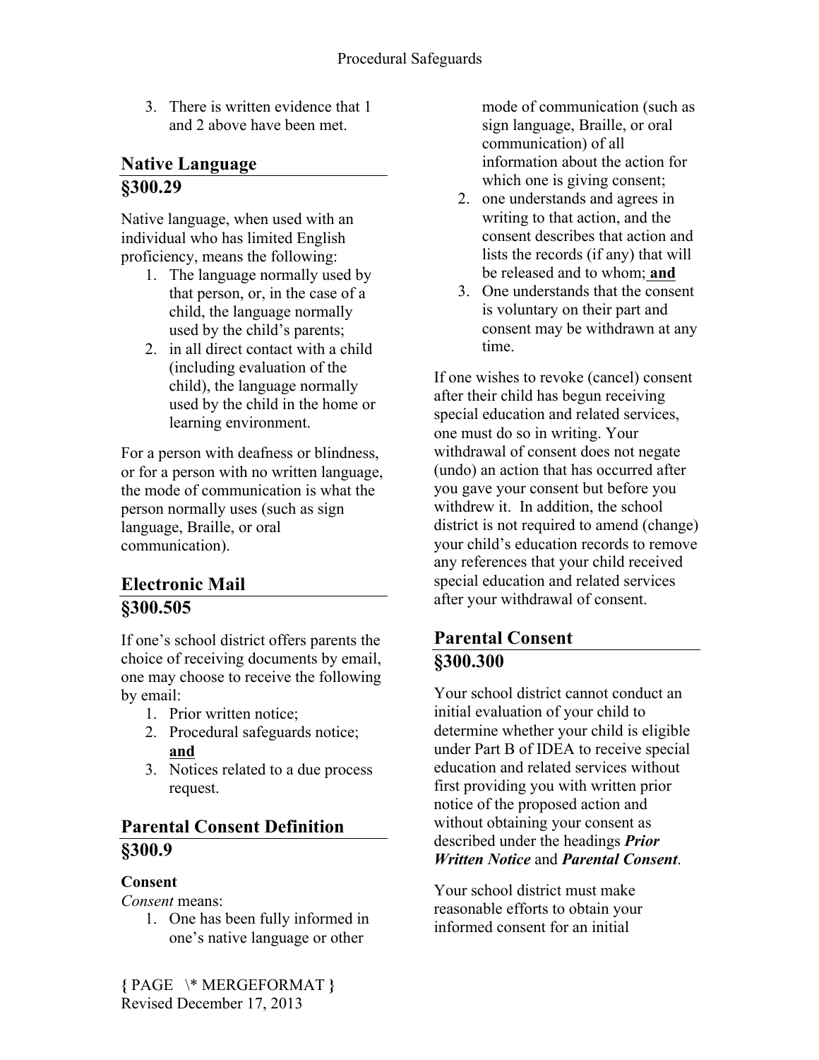3. There is written evidence that 1 and 2 above have been met.

## Native Language §300.29

Native language, when used with an individual who has limited English proficiency, means the following:

1. The language normally used by that person, or, in the case of a child, the language normally used by the child's parents;
2. in all direct contact with a child (including evaluation of the child), the language normally used by the child in the home or learning environment.

For a person with deafness or blindness, or for a person with no written language, the mode of communication is what the person normally uses (such as sign language, Braille, or oral communication).

## Electronic Mail §300.505

If one's school district offers parents the choice of receiving documents by email, one may choose to receive the following by email:

1. Prior written notice;
2. Procedural safeguards notice; **and**
3. Notices related to a due process request.

## Parental Consent Definition §300.9

**Consent**

*Consent* means:

1. One has been fully informed in one's native language or other mode of communication (such as sign language, Braille, or oral communication) of all information about the action for which one is giving consent;
2. one understands and agrees in writing to that action, and the consent describes that action and lists the records (if any) that will be released and to whom; **and**
3. One understands that the consent is voluntary on their part and consent may be withdrawn at any time.

If one wishes to revoke (cancel) consent after their child has begun receiving special education and related services, one must do so in writing. Your withdrawal of consent does not negate (undo) an action that has occurred after you gave your consent but before you withdrew it. In addition, the school district is not required to amend (change) your child's education records to remove any references that your child received special education and related services after your withdrawal of consent.

## Parental Consent §300.300

Your school district cannot conduct an initial evaluation of your child to determine whether your child is eligible under Part B of IDEA to receive special education and related services without first providing you with written prior notice of the proposed action and without obtaining your consent as described under the headings ***Prior Written Notice*** and ***Parental Consent***.

Your school district must make reasonable efforts to obtain your informed consent for an initial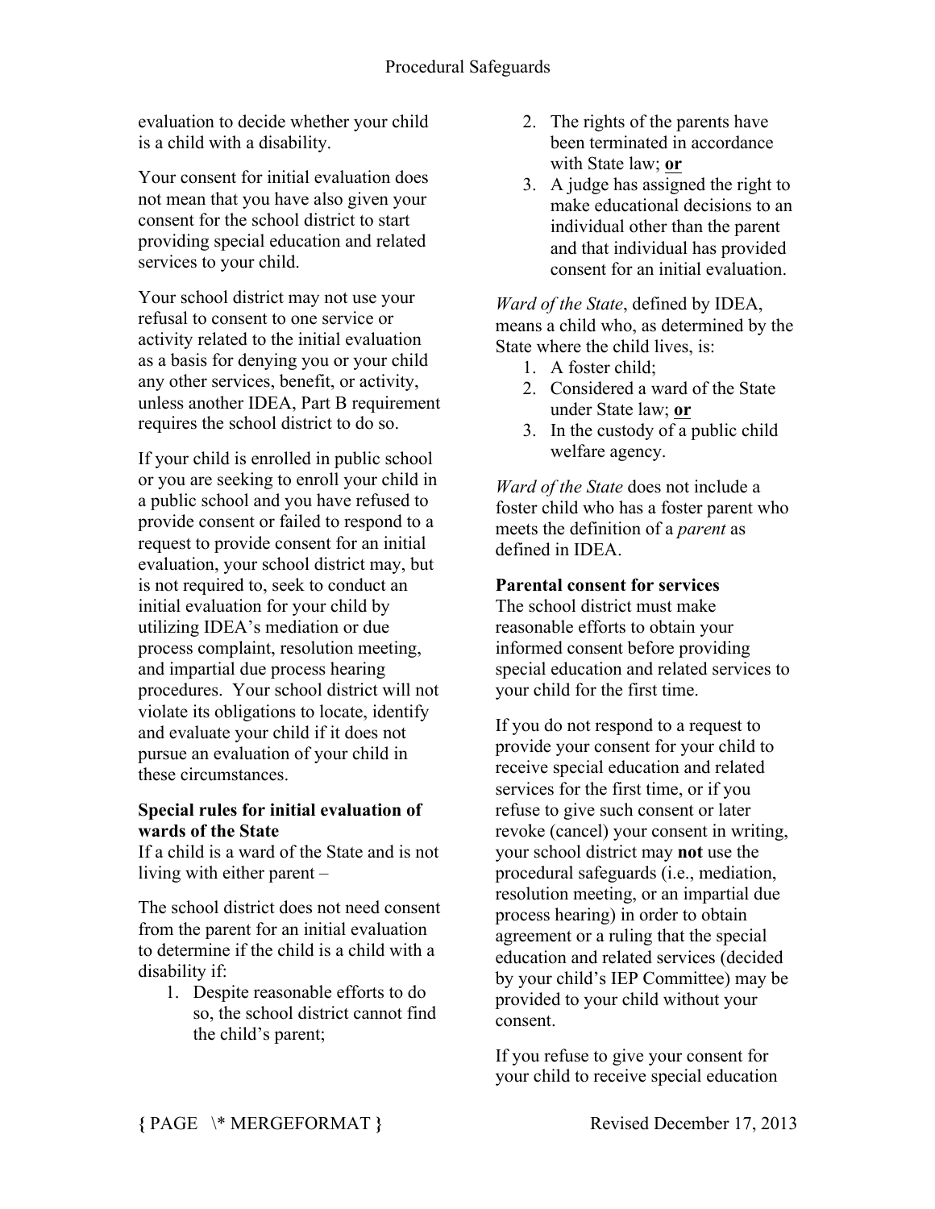evaluation to decide whether your child is a child with a disability.

Your consent for initial evaluation does not mean that you have also given your consent for the school district to start providing special education and related services to your child.

Your school district may not use your refusal to consent to one service or activity related to the initial evaluation as a basis for denying you or your child any other services, benefit, or activity, unless another IDEA, Part B requirement requires the school district to do so.

If your child is enrolled in public school or you are seeking to enroll your child in a public school and you have refused to provide consent or failed to respond to a request to provide consent for an initial evaluation, your school district may, but is not required to, seek to conduct an initial evaluation for your child by utilizing IDEA's mediation or due process complaint, resolution meeting, and impartial due process hearing procedures. Your school district will not violate its obligations to locate, identify and evaluate your child if it does not pursue an evaluation of your child in these circumstances.

**Special rules for initial evaluation of wards of the State**

If a child is a ward of the State and is not living with either parent –

The school district does not need consent from the parent for an initial evaluation to determine if the child is a child with a disability if:

1. Despite reasonable efforts to do so, the school district cannot find the child's parent;
2. The rights of the parents have been terminated in accordance with State law; **or**
3. A judge has assigned the right to make educational decisions to an individual other than the parent and that individual has provided consent for an initial evaluation.

*Ward of the State*, defined by IDEA, means a child who, as determined by the State where the child lives, is:

1. A foster child;
2. Considered a ward of the State under State law; **or**
3. In the custody of a public child welfare agency.

*Ward of the State* does not include a foster child who has a foster parent who meets the definition of a *parent* as defined in IDEA.

**Parental consent for services**

The school district must make reasonable efforts to obtain your informed consent before providing special education and related services to your child for the first time.

If you do not respond to a request to provide your consent for your child to receive special education and related services for the first time, or if you refuse to give such consent or later revoke (cancel) your consent in writing, your school district may **not** use the procedural safeguards (i.e., mediation, resolution meeting, or an impartial due process hearing) in order to obtain agreement or a ruling that the special education and related services (decided by your child's IEP Committee) may be provided to your child without your consent.

If you refuse to give your consent for your child to receive special education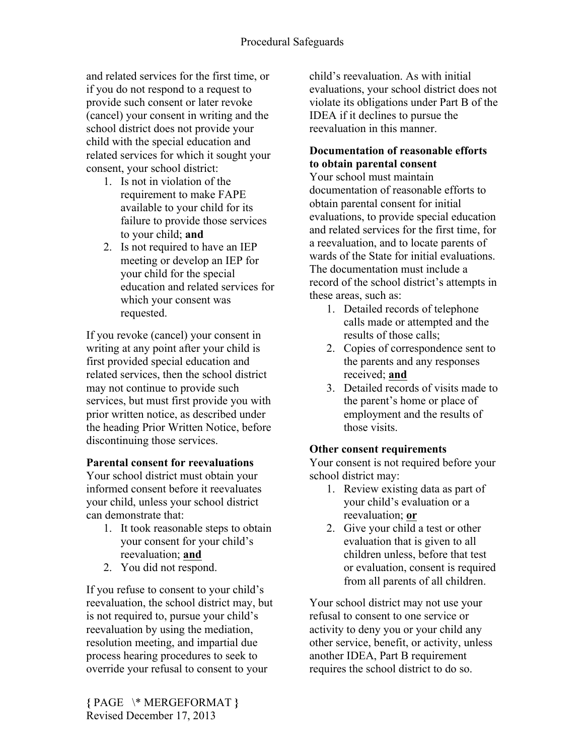and related services for the first time, or if you do not respond to a request to provide such consent or later revoke (cancel) your consent in writing and the school district does not provide your child with the special education and related services for which it sought your consent, your school district:

1. Is not in violation of the requirement to make FAPE available to your child for its failure to provide those services to your child; **and**
2. Is not required to have an IEP meeting or develop an IEP for your child for the special education and related services for which your consent was requested.

If you revoke (cancel) your consent in writing at any point after your child is first provided special education and related services, then the school district may not continue to provide such services, but must first provide you with prior written notice, as described under the heading Prior Written Notice, before discontinuing those services.

**Parental consent for reevaluations**

Your school district must obtain your informed consent before it reevaluates your child, unless your school district can demonstrate that:

1. It took reasonable steps to obtain your consent for your child's reevaluation; **<u>and</u>**
2. You did not respond.

If you refuse to consent to your child's reevaluation, the school district may, but is not required to, pursue your child's reevaluation by using the mediation, resolution meeting, and impartial due process hearing procedures to seek to override your refusal to consent to your child's reevaluation. As with initial evaluations, your school district does not violate its obligations under Part B of the IDEA if it declines to pursue the reevaluation in this manner.

**Documentation of reasonable efforts to obtain parental consent**

Your school must maintain documentation of reasonable efforts to obtain parental consent for initial evaluations, to provide special education and related services for the first time, for a reevaluation, and to locate parents of wards of the State for initial evaluations. The documentation must include a record of the school district's attempts in these areas, such as:

1. Detailed records of telephone calls made or attempted and the results of those calls;
2. Copies of correspondence sent to the parents and any responses received; **<u>and</u>**
3. Detailed records of visits made to the parent's home or place of employment and the results of those visits.

**Other consent requirements**

Your consent is not required before your school district may:

1. Review existing data as part of your child's evaluation or a reevaluation; **<u>or</u>**
2. Give your child a test or other evaluation that is given to all children unless, before that test or evaluation, consent is required from all parents of all children.

Your school district may not use your refusal to consent to one service or activity to deny you or your child any other service, benefit, or activity, unless another IDEA, Part B requirement requires the school district to do so.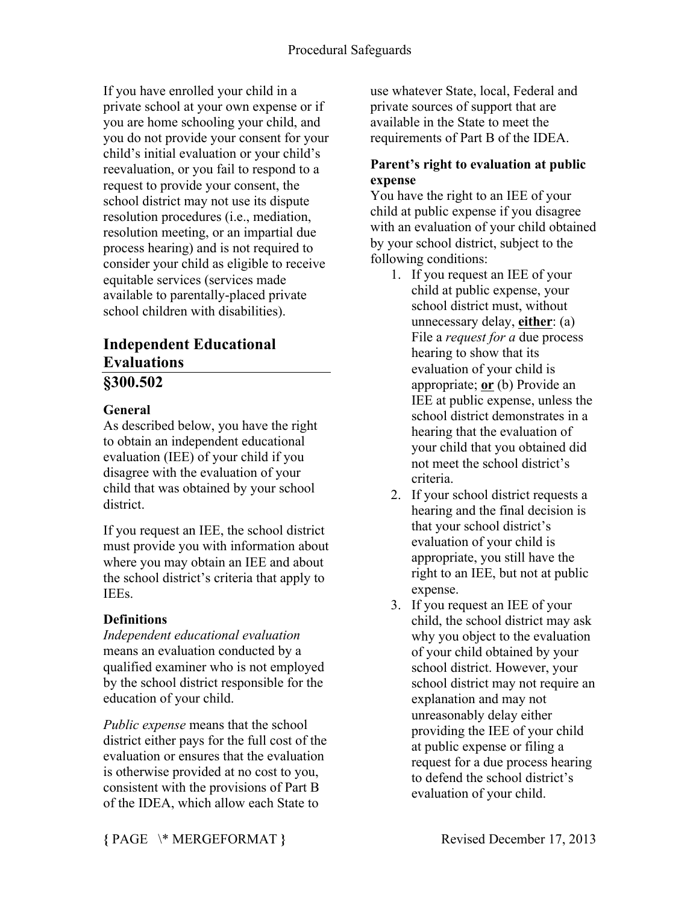If you have enrolled your child in a private school at your own expense or if you are home schooling your child, and you do not provide your consent for your child's initial evaluation or your child's reevaluation, or you fail to respond to a request to provide your consent, the school district may not use its dispute resolution procedures (i.e., mediation, resolution meeting, or an impartial due process hearing) and is not required to consider your child as eligible to receive equitable services (services made available to parentally-placed private school children with disabilities).

## Independent Educational Evaluations

## §300.502

### General

As described below, you have the right to obtain an independent educational evaluation (IEE) of your child if you disagree with the evaluation of your child that was obtained by your school district.

If you request an IEE, the school district must provide you with information about where you may obtain an IEE and about the school district's criteria that apply to IEEs.

### Definitions

*Independent educational evaluation* means an evaluation conducted by a qualified examiner who is not employed by the school district responsible for the education of your child.

*Public expense* means that the school district either pays for the full cost of the evaluation or ensures that the evaluation is otherwise provided at no cost to you, consistent with the provisions of Part B of the IDEA, which allow each State to use whatever State, local, Federal and private sources of support that are available in the State to meet the requirements of Part B of the IDEA.

### Parent's right to evaluation at public expense

You have the right to an IEE of your child at public expense if you disagree with an evaluation of your child obtained by your school district, subject to the following conditions:

1. If you request an IEE of your child at public expense, your school district must, without unnecessary delay, **either**: (a) File a *request for a* due process hearing to show that its evaluation of your child is appropriate; **or** (b) Provide an IEE at public expense, unless the school district demonstrates in a hearing that the evaluation of your child that you obtained did not meet the school district's criteria.
2. If your school district requests a hearing and the final decision is that your school district's evaluation of your child is appropriate, you still have the right to an IEE, but not at public expense.
3. If you request an IEE of your child, the school district may ask why you object to the evaluation of your child obtained by your school district. However, your school district may not require an explanation and may not unreasonably delay either providing the IEE of your child at public expense or filing a request for a due process hearing to defend the school district's evaluation of your child.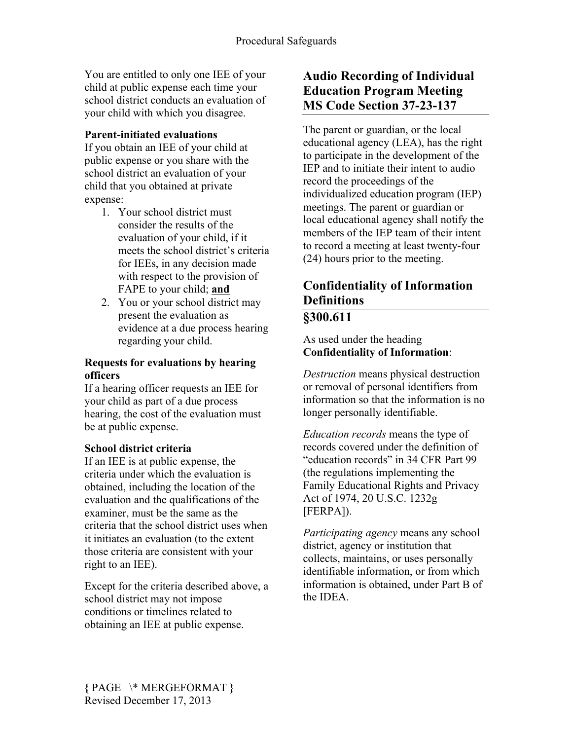You are entitled to only one IEE of your child at public expense each time your school district conducts an evaluation of your child with which you disagree.

**Parent-initiated evaluations**

If you obtain an IEE of your child at public expense or you share with the school district an evaluation of your child that you obtained at private expense:

1. Your school district must consider the results of the evaluation of your child, if it meets the school district's criteria for IEEs, in any decision made with respect to the provision of FAPE to your child; **and**
2. You or your school district may present the evaluation as evidence at a due process hearing regarding your child.

**Requests for evaluations by hearing officers**

If a hearing officer requests an IEE for your child as part of a due process hearing, the cost of the evaluation must be at public expense.

**School district criteria**

If an IEE is at public expense, the criteria under which the evaluation is obtained, including the location of the evaluation and the qualifications of the examiner, must be the same as the criteria that the school district uses when it initiates an evaluation (to the extent those criteria are consistent with your right to an IEE).

Except for the criteria described above, a school district may not impose conditions or timelines related to obtaining an IEE at public expense.

## Audio Recording of Individual Education Program Meeting MS Code Section 37-23-137

The parent or guardian, or the local educational agency (LEA), has the right to participate in the development of the IEP and to initiate their intent to audio record the proceedings of the individualized education program (IEP) meetings. The parent or guardian or local educational agency shall notify the members of the IEP team of their intent to record a meeting at least twenty-four (24) hours prior to the meeting.

## Confidentiality of Information Definitions

## §300.611

As used under the heading **Confidentiality of Information**:

*Destruction* means physical destruction or removal of personal identifiers from information so that the information is no longer personally identifiable.

*Education records* means the type of records covered under the definition of "education records" in 34 CFR Part 99 (the regulations implementing the Family Educational Rights and Privacy Act of 1974, 20 U.S.C. 1232g [FERPA]).

*Participating agency* means any school district, agency or institution that collects, maintains, or uses personally identifiable information, or from which information is obtained, under Part B of the IDEA.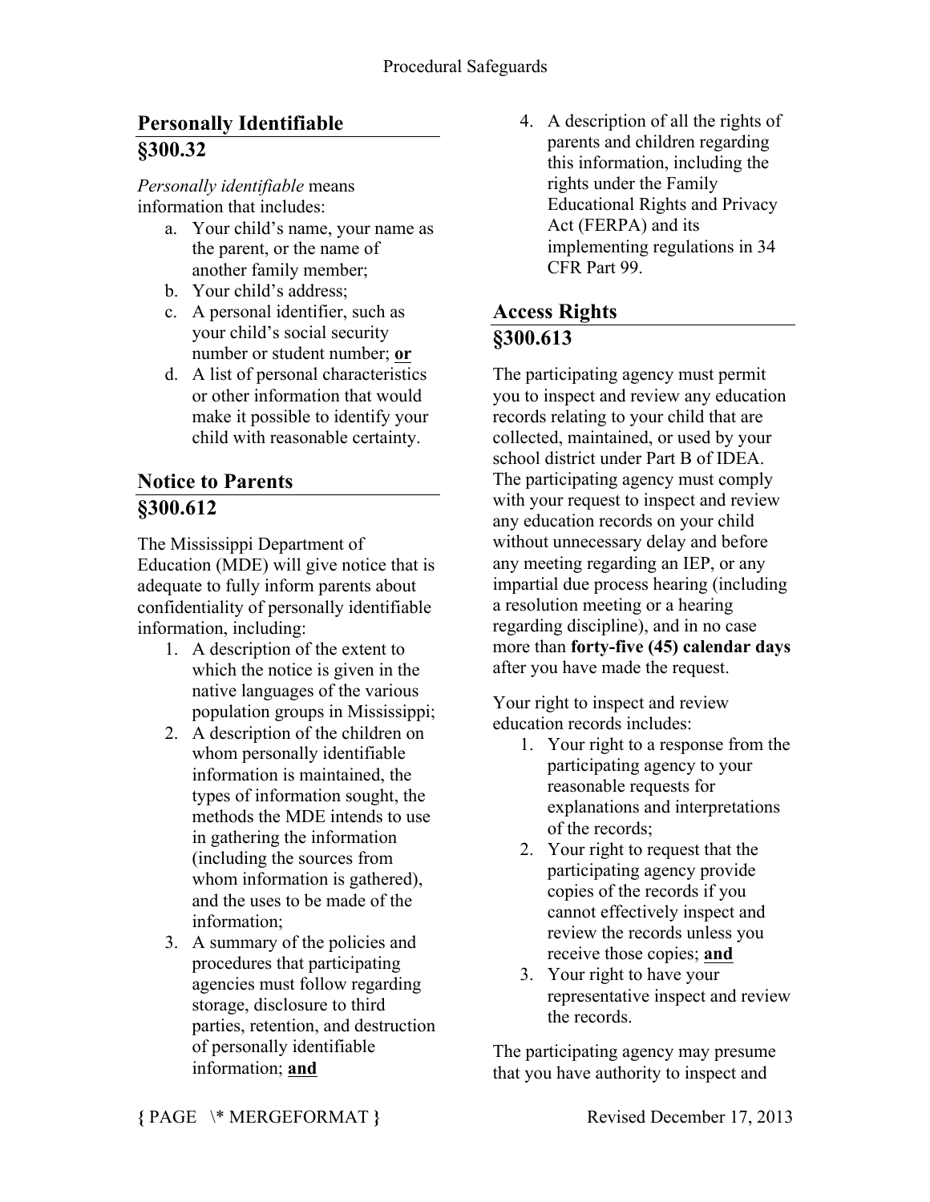## Personally Identifiable
## §300.32

*Personally identifiable* means information that includes:

a. Your child's name, your name as the parent, or the name of another family member;
b. Your child's address;
c. A personal identifier, such as your child's social security number or student number; **or**
d. A list of personal characteristics or other information that would make it possible to identify your child with reasonable certainty.

## Notice to Parents
## §300.612

The Mississippi Department of Education (MDE) will give notice that is adequate to fully inform parents about confidentiality of personally identifiable information, including:

1. A description of the extent to which the notice is given in the native languages of the various population groups in Mississippi;
2. A description of the children on whom personally identifiable information is maintained, the types of information sought, the methods the MDE intends to use in gathering the information (including the sources from whom information is gathered), and the uses to be made of the information;
3. A summary of the policies and procedures that participating agencies must follow regarding storage, disclosure to third parties, retention, and destruction of personally identifiable information; **and**
4. A description of all the rights of parents and children regarding this information, including the rights under the Family Educational Rights and Privacy Act (FERPA) and its implementing regulations in 34 CFR Part 99.

## Access Rights
## §300.613

The participating agency must permit you to inspect and review any education records relating to your child that are collected, maintained, or used by your school district under Part B of IDEA. The participating agency must comply with your request to inspect and review any education records on your child without unnecessary delay and before any meeting regarding an IEP, or any impartial due process hearing (including a resolution meeting or a hearing regarding discipline), and in no case more than **forty-five (45) calendar days** after you have made the request.

Your right to inspect and review education records includes:

1. Your right to a response from the participating agency to your reasonable requests for explanations and interpretations of the records;
2. Your right to request that the participating agency provide copies of the records if you cannot effectively inspect and review the records unless you receive those copies; **and**
3. Your right to have your representative inspect and review the records.

The participating agency may presume that you have authority to inspect and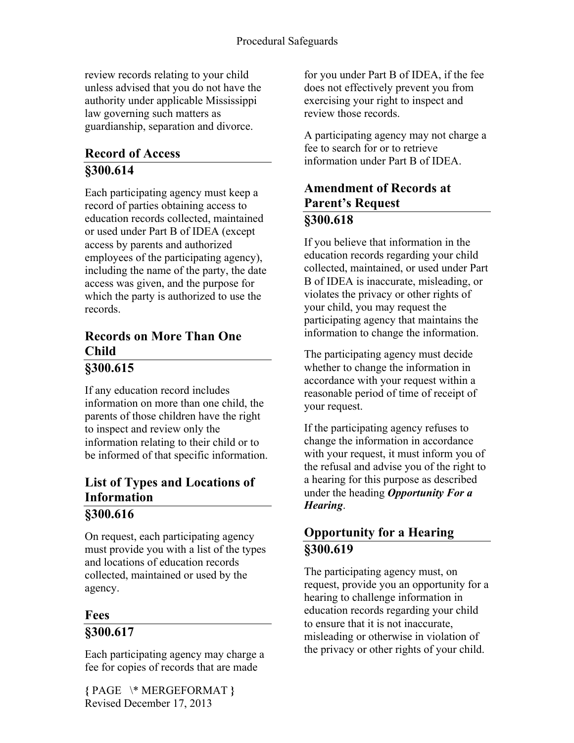review records relating to your child unless advised that you do not have the authority under applicable Mississippi law governing such matters as guardianship, separation and divorce.

## Record of Access
## §300.614

Each participating agency must keep a record of parties obtaining access to education records collected, maintained or used under Part B of IDEA (except access by parents and authorized employees of the participating agency), including the name of the party, the date access was given, and the purpose for which the party is authorized to use the records.

## Records on More Than One Child
## §300.615

If any education record includes information on more than one child, the parents of those children have the right to inspect and review only the information relating to their child or to be informed of that specific information.

## List of Types and Locations of Information
## §300.616

On request, each participating agency must provide you with a list of the types and locations of education records collected, maintained or used by the agency.

## Fees
## §300.617

Each participating agency may charge a fee for copies of records that are made for you under Part B of IDEA, if the fee does not effectively prevent you from exercising your right to inspect and review those records.

A participating agency may not charge a fee to search for or to retrieve information under Part B of IDEA.

## Amendment of Records at Parent's Request
## §300.618

If you believe that information in the education records regarding your child collected, maintained, or used under Part B of IDEA is inaccurate, misleading, or violates the privacy or other rights of your child, you may request the participating agency that maintains the information to change the information.

The participating agency must decide whether to change the information in accordance with your request within a reasonable period of time of receipt of your request.

If the participating agency refuses to change the information in accordance with your request, it must inform you of the refusal and advise you of the right to a hearing for this purpose as described under the heading ***Opportunity For a Hearing***.

## Opportunity for a Hearing
## §300.619

The participating agency must, on request, provide you an opportunity for a hearing to challenge information in education records regarding your child to ensure that it is not inaccurate, misleading or otherwise in violation of the privacy or other rights of your child.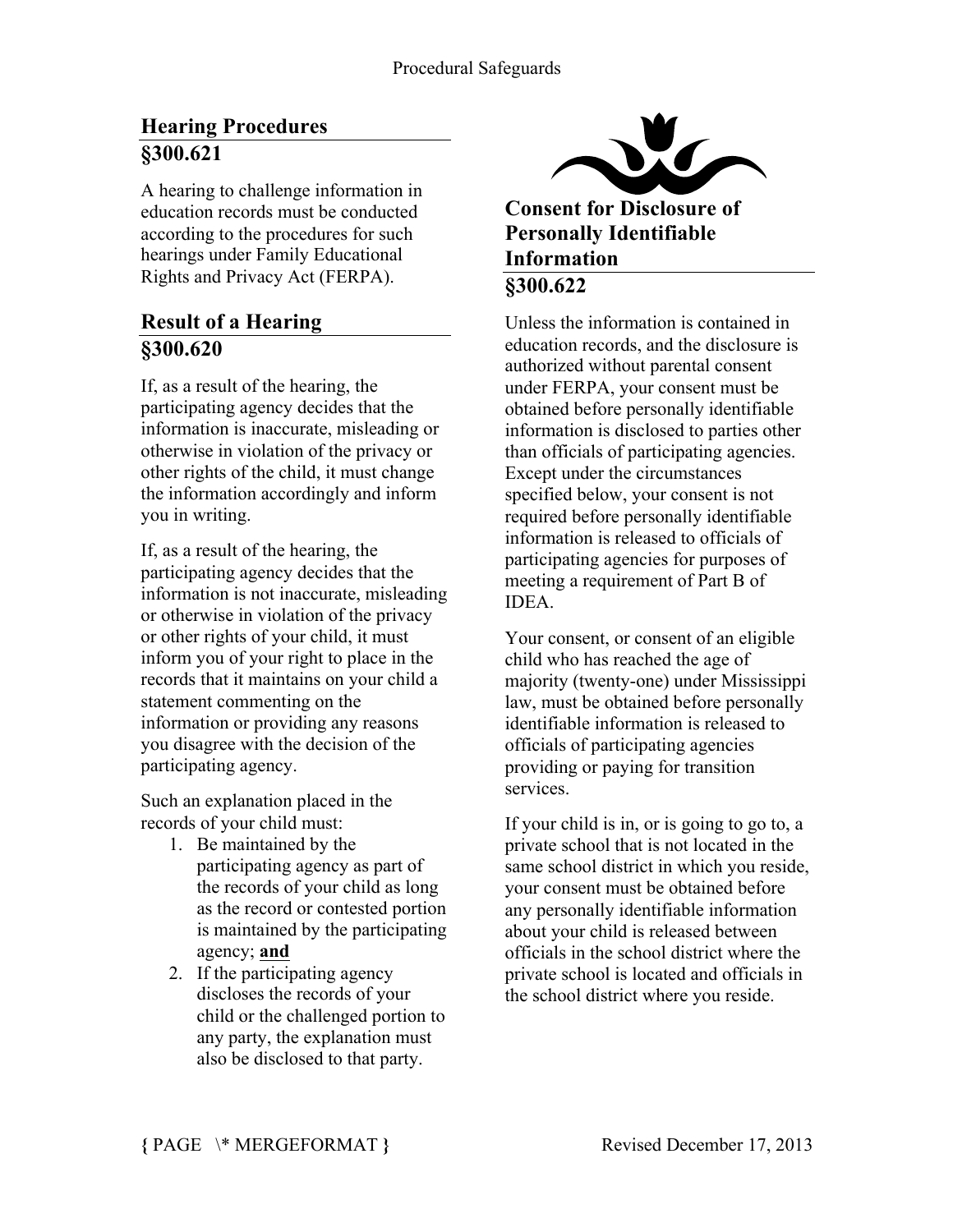## Hearing Procedures §300.621

A hearing to challenge information in education records must be conducted according to the procedures for such hearings under Family Educational Rights and Privacy Act (FERPA).

## Result of a Hearing §300.620

If, as a result of the hearing, the participating agency decides that the information is inaccurate, misleading or otherwise in violation of the privacy or other rights of the child, it must change the information accordingly and inform you in writing.

If, as a result of the hearing, the participating agency decides that the information is not inaccurate, misleading or otherwise in violation of the privacy or other rights of your child, it must inform you of your right to place in the records that it maintains on your child a statement commenting on the information or providing any reasons you disagree with the decision of the participating agency.

Such an explanation placed in the records of your child must:

1. Be maintained by the participating agency as part of the records of your child as long as the record or contested portion is maintained by the participating agency; **and**
2. If the participating agency discloses the records of your child or the challenged portion to any party, the explanation must also be disclosed to that party.

## Consent for Disclosure of Personally Identifiable Information §300.622

Unless the information is contained in education records, and the disclosure is authorized without parental consent under FERPA, your consent must be obtained before personally identifiable information is disclosed to parties other than officials of participating agencies. Except under the circumstances specified below, your consent is not required before personally identifiable information is released to officials of participating agencies for purposes of meeting a requirement of Part B of IDEA.

Your consent, or consent of an eligible child who has reached the age of majority (twenty-one) under Mississippi law, must be obtained before personally identifiable information is released to officials of participating agencies providing or paying for transition services.

If your child is in, or is going to go to, a private school that is not located in the same school district in which you reside, your consent must be obtained before any personally identifiable information about your child is released between officials in the school district where the private school is located and officials in the school district where you reside.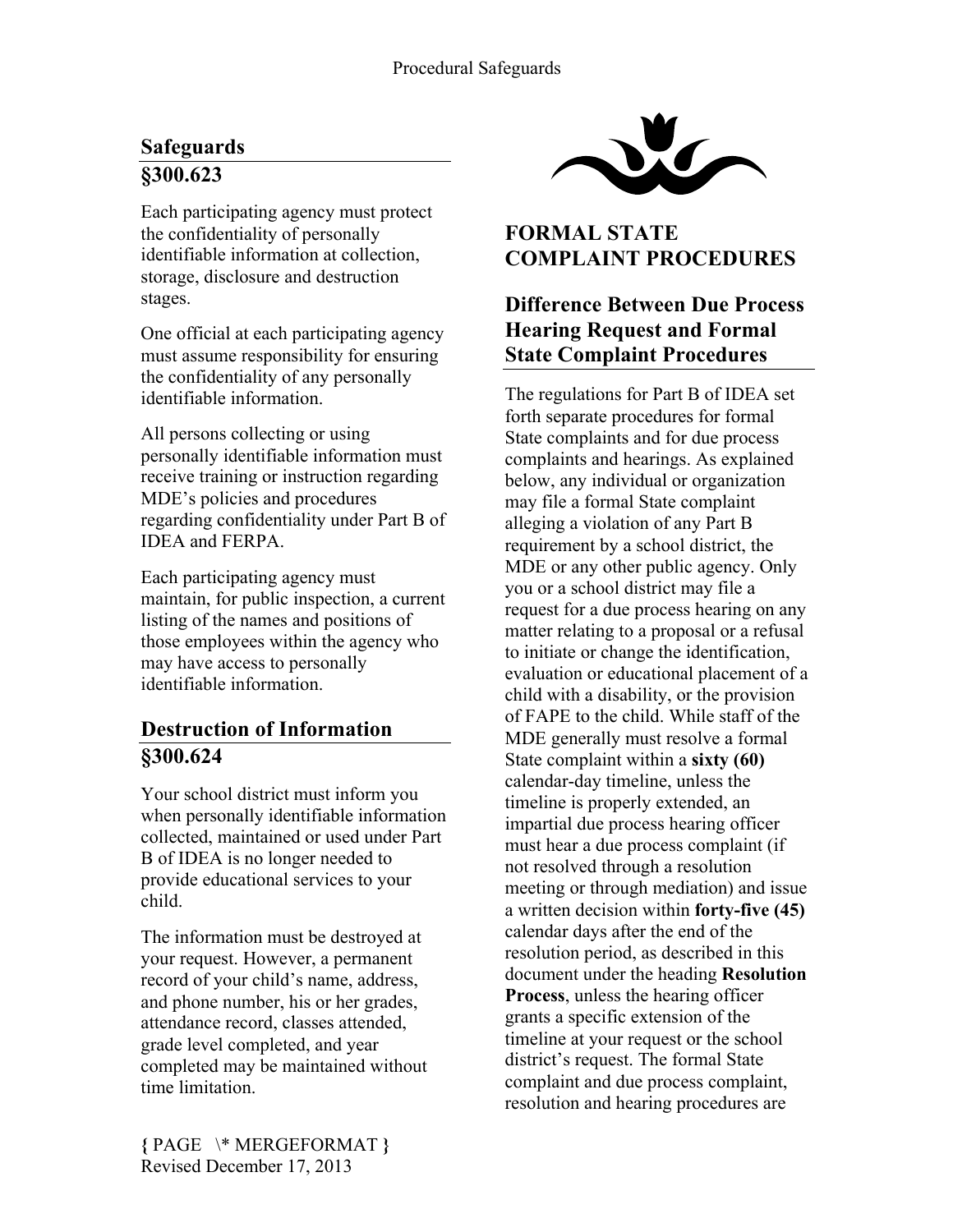## Safeguards

## §300.623

Each participating agency must protect the confidentiality of personally identifiable information at collection, storage, disclosure and destruction stages.

One official at each participating agency must assume responsibility for ensuring the confidentiality of any personally identifiable information.

All persons collecting or using personally identifiable information must receive training or instruction regarding MDE's policies and procedures regarding confidentiality under Part B of IDEA and FERPA.

Each participating agency must maintain, for public inspection, a current listing of the names and positions of those employees within the agency who may have access to personally identifiable information.

## Destruction of Information

## §300.624

Your school district must inform you when personally identifiable information collected, maintained or used under Part B of IDEA is no longer needed to provide educational services to your child.

The information must be destroyed at your request. However, a permanent record of your child's name, address, and phone number, his or her grades, attendance record, classes attended, grade level completed, and year completed may be maintained without time limitation.

# FORMAL STATE COMPLAINT PROCEDURES

## Difference Between Due Process Hearing Request and Formal State Complaint Procedures

The regulations for Part B of IDEA set forth separate procedures for formal State complaints and for due process complaints and hearings. As explained below, any individual or organization may file a formal State complaint alleging a violation of any Part B requirement by a school district, the MDE or any other public agency. Only you or a school district may file a request for a due process hearing on any matter relating to a proposal or a refusal to initiate or change the identification, evaluation or educational placement of a child with a disability, or the provision of FAPE to the child. While staff of the MDE generally must resolve a formal State complaint within a **sixty (60)** calendar-day timeline, unless the timeline is properly extended, an impartial due process hearing officer must hear a due process complaint (if not resolved through a resolution meeting or through mediation) and issue a written decision within **forty-five (45)** calendar days after the end of the resolution period, as described in this document under the heading **Resolution Process**, unless the hearing officer grants a specific extension of the timeline at your request or the school district's request. The formal State complaint and due process complaint, resolution and hearing procedures are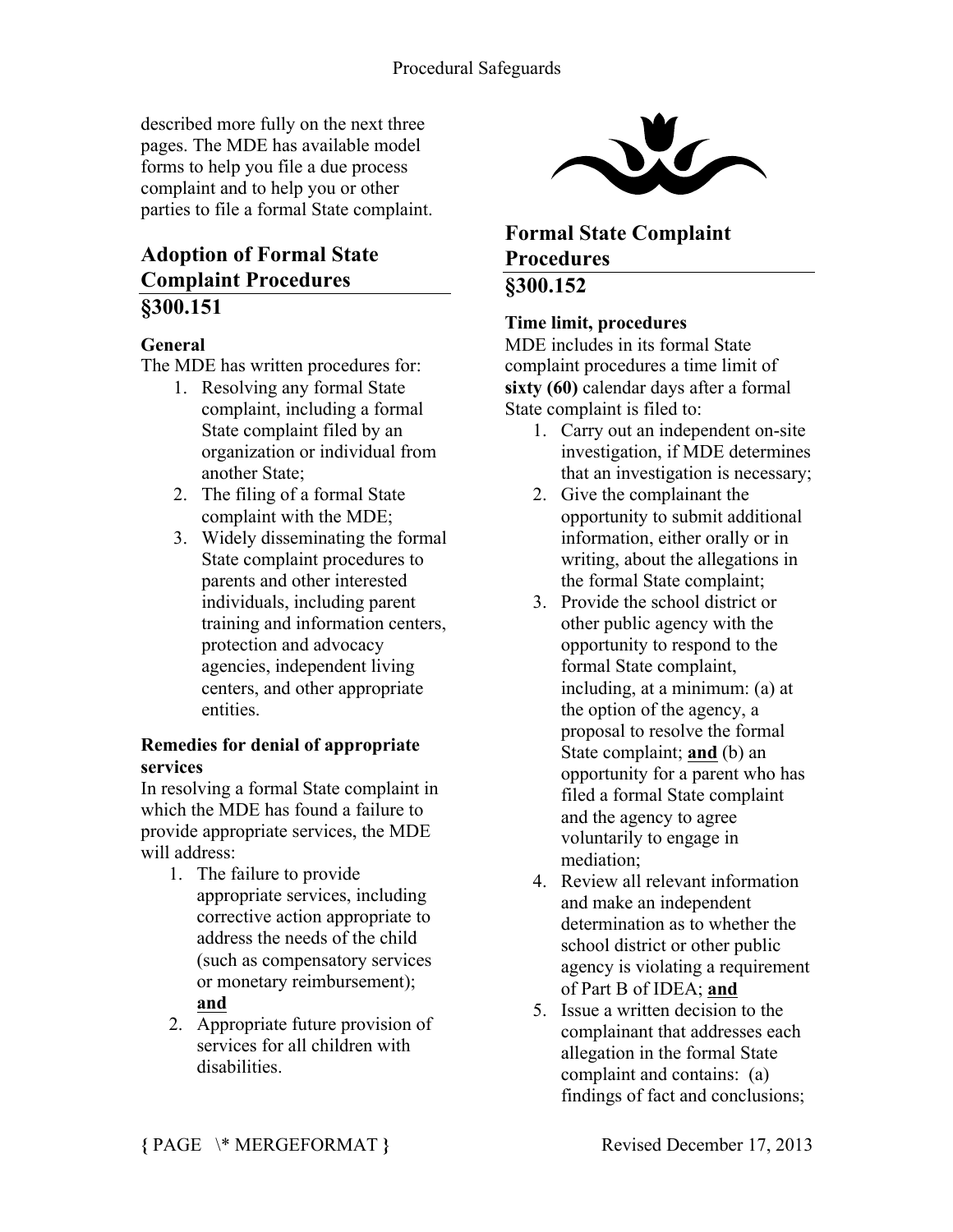described more fully on the next three pages. The MDE has available model forms to help you file a due process complaint and to help you or other parties to file a formal State complaint.

## Adoption of Formal State Complaint Procedures §300.151

### General

The MDE has written procedures for:

1. Resolving any formal State complaint, including a formal State complaint filed by an organization or individual from another State;
2. The filing of a formal State complaint with the MDE;
3. Widely disseminating the formal State complaint procedures to parents and other interested individuals, including parent training and information centers, protection and advocacy agencies, independent living centers, and other appropriate entities.

### Remedies for denial of appropriate services

In resolving a formal State complaint in which the MDE has found a failure to provide appropriate services, the MDE will address:

1. The failure to provide appropriate services, including corrective action appropriate to address the needs of the child (such as compensatory services or monetary reimbursement); **and**
2. Appropriate future provision of services for all children with disabilities.

## Formal State Complaint Procedures §300.152

### Time limit, procedures

MDE includes in its formal State complaint procedures a time limit of **sixty (60)** calendar days after a formal State complaint is filed to:

1. Carry out an independent on-site investigation, if MDE determines that an investigation is necessary;
2. Give the complainant the opportunity to submit additional information, either orally or in writing, about the allegations in the formal State complaint;
3. Provide the school district or other public agency with the opportunity to respond to the formal State complaint, including, at a minimum: (a) at the option of the agency, a proposal to resolve the formal State complaint; **and** (b) an opportunity for a parent who has filed a formal State complaint and the agency to agree voluntarily to engage in mediation;
4. Review all relevant information and make an independent determination as to whether the school district or other public agency is violating a requirement of Part B of IDEA; **and**
5. Issue a written decision to the complainant that addresses each allegation in the formal State complaint and contains: (a) findings of fact and conclusions;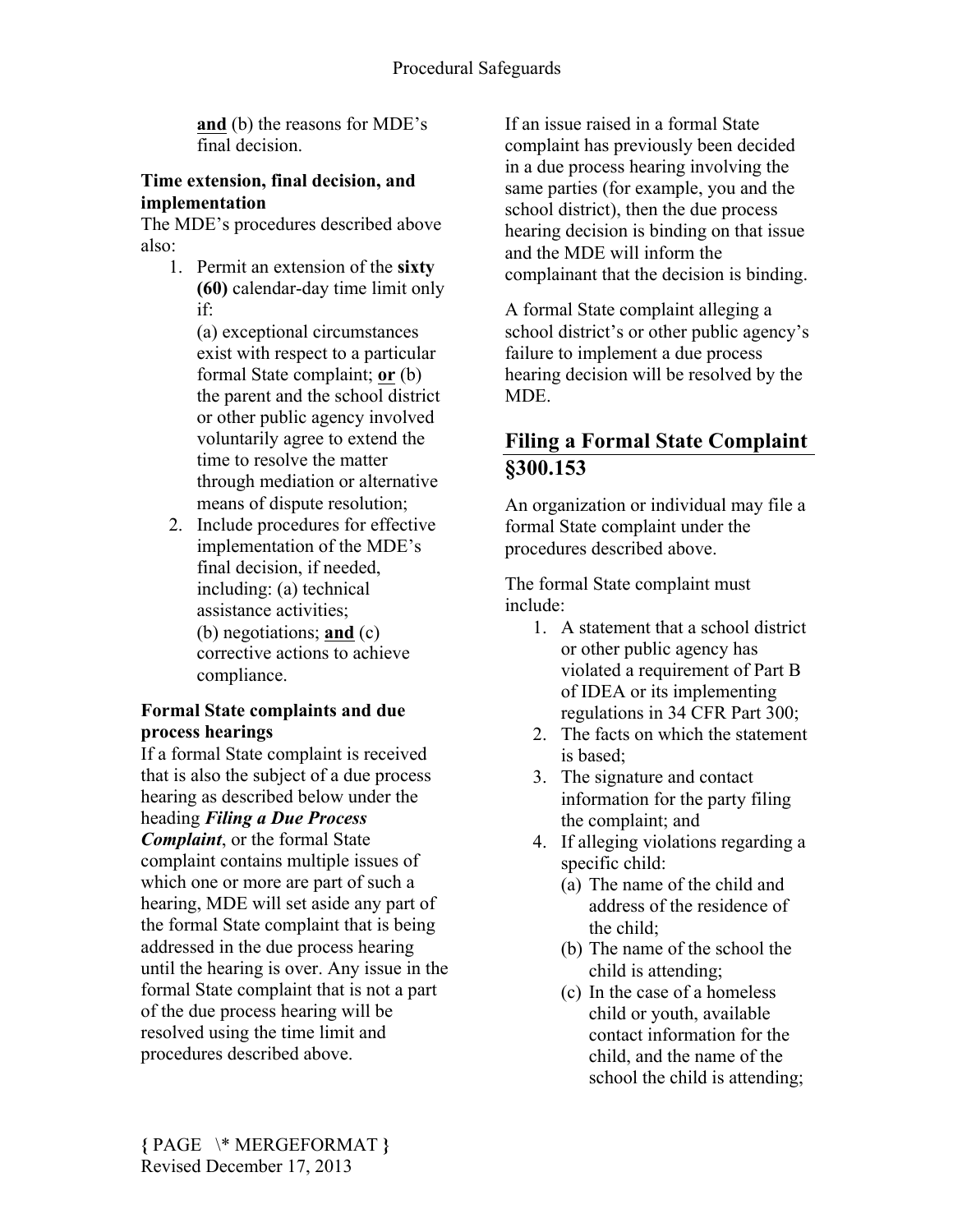**and** (b) the reasons for MDE's final decision.

**Time extension, final decision, and implementation**

The MDE's procedures described above also:

1. Permit an extension of the **sixty (60)** calendar-day time limit only if:
   (a) exceptional circumstances exist with respect to a particular formal State complaint; **or** (b) the parent and the school district or other public agency involved voluntarily agree to extend the time to resolve the matter through mediation or alternative means of dispute resolution;
2. Include procedures for effective implementation of the MDE's final decision, if needed, including: (a) technical assistance activities; (b) negotiations; **and** (c) corrective actions to achieve compliance.

**Formal State complaints and due process hearings**

If a formal State complaint is received that is also the subject of a due process hearing as described below under the heading ***Filing a Due Process Complaint***, or the formal State complaint contains multiple issues of which one or more are part of such a hearing, MDE will set aside any part of the formal State complaint that is being addressed in the due process hearing until the hearing is over. Any issue in the formal State complaint that is not a part of the due process hearing will be resolved using the time limit and procedures described above.

If an issue raised in a formal State complaint has previously been decided in a due process hearing involving the same parties (for example, you and the school district), then the due process hearing decision is binding on that issue and the MDE will inform the complainant that the decision is binding.

A formal State complaint alleging a school district's or other public agency's failure to implement a due process hearing decision will be resolved by the MDE.

## Filing a Formal State Complaint §300.153

An organization or individual may file a formal State complaint under the procedures described above.

The formal State complaint must include:

1. A statement that a school district or other public agency has violated a requirement of Part B of IDEA or its implementing regulations in 34 CFR Part 300;
2. The facts on which the statement is based;
3. The signature and contact information for the party filing the complaint; and
4. If alleging violations regarding a specific child:
   (a) The name of the child and address of the residence of the child;
   (b) The name of the school the child is attending;
   (c) In the case of a homeless child or youth, available contact information for the child, and the name of the school the child is attending;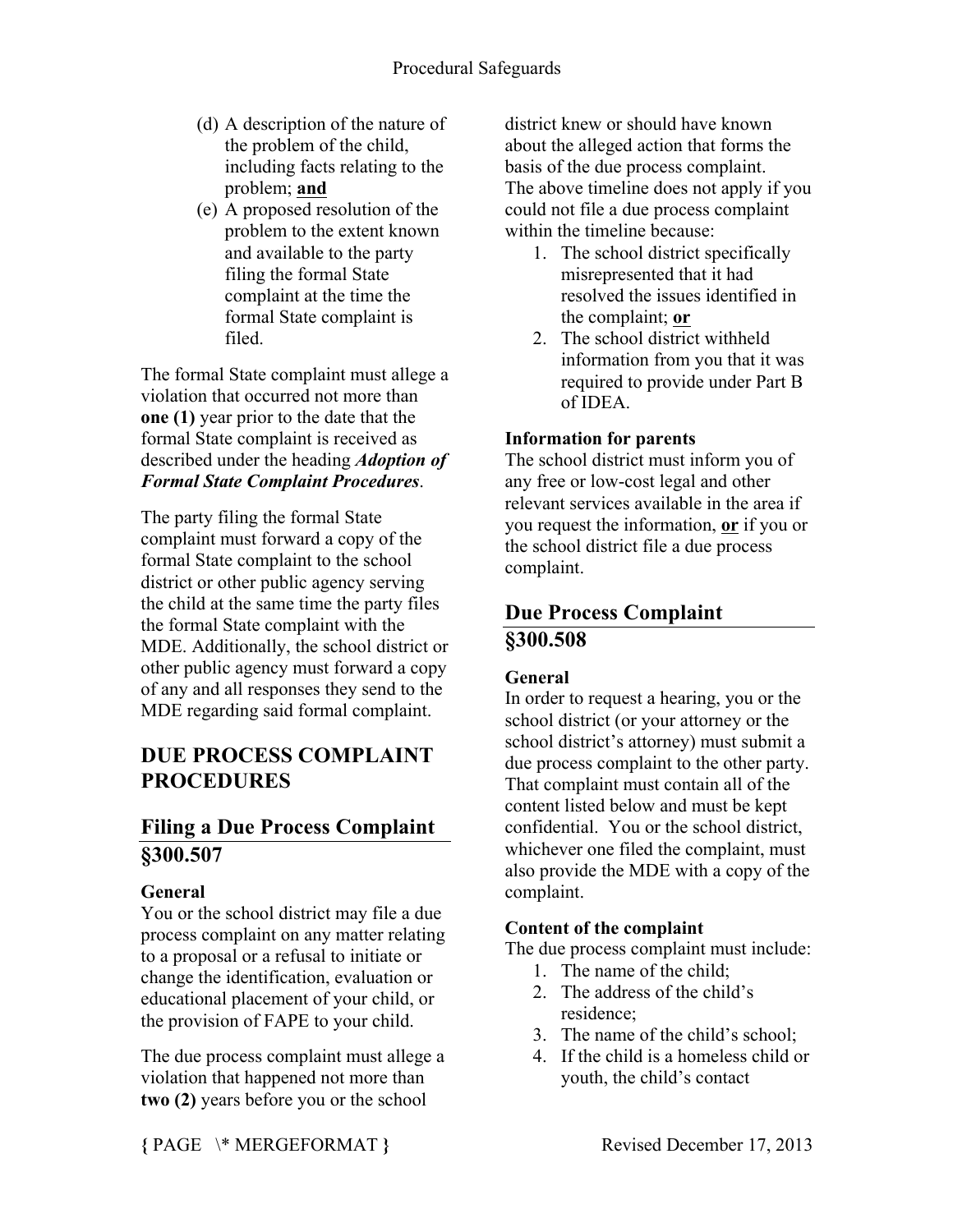(d) A description of the nature of the problem of the child, including facts relating to the problem; **and**

(e) A proposed resolution of the problem to the extent known and available to the party filing the formal State complaint at the time the formal State complaint is filed.

The formal State complaint must allege a violation that occurred not more than **one (1)** year prior to the date that the formal State complaint is received as described under the heading ***Adoption of Formal State Complaint Procedures***.

The party filing the formal State complaint must forward a copy of the formal State complaint to the school district or other public agency serving the child at the same time the party files the formal State complaint with the MDE. Additionally, the school district or other public agency must forward a copy of any and all responses they send to the MDE regarding said formal complaint.

# DUE PROCESS COMPLAINT PROCEDURES

## Filing a Due Process Complaint §300.507

### General

You or the school district may file a due process complaint on any matter relating to a proposal or a refusal to initiate or change the identification, evaluation or educational placement of your child, or the provision of FAPE to your child.

The due process complaint must allege a violation that happened not more than **two (2)** years before you or the school district knew or should have known about the alleged action that forms the basis of the due process complaint.

The above timeline does not apply if you could not file a due process complaint within the timeline because:

1. The school district specifically misrepresented that it had resolved the issues identified in the complaint; **or**
2. The school district withheld information from you that it was required to provide under Part B of IDEA.

### Information for parents

The school district must inform you of any free or low-cost legal and other relevant services available in the area if you request the information, **or** if you or the school district file a due process complaint.

## Due Process Complaint §300.508

### General

In order to request a hearing, you or the school district (or your attorney or the school district's attorney) must submit a due process complaint to the other party. That complaint must contain all of the content listed below and must be kept confidential. You or the school district, whichever one filed the complaint, must also provide the MDE with a copy of the complaint.

### Content of the complaint

The due process complaint must include:

1. The name of the child;
2. The address of the child's residence;
3. The name of the child's school;
4. If the child is a homeless child or youth, the child's contact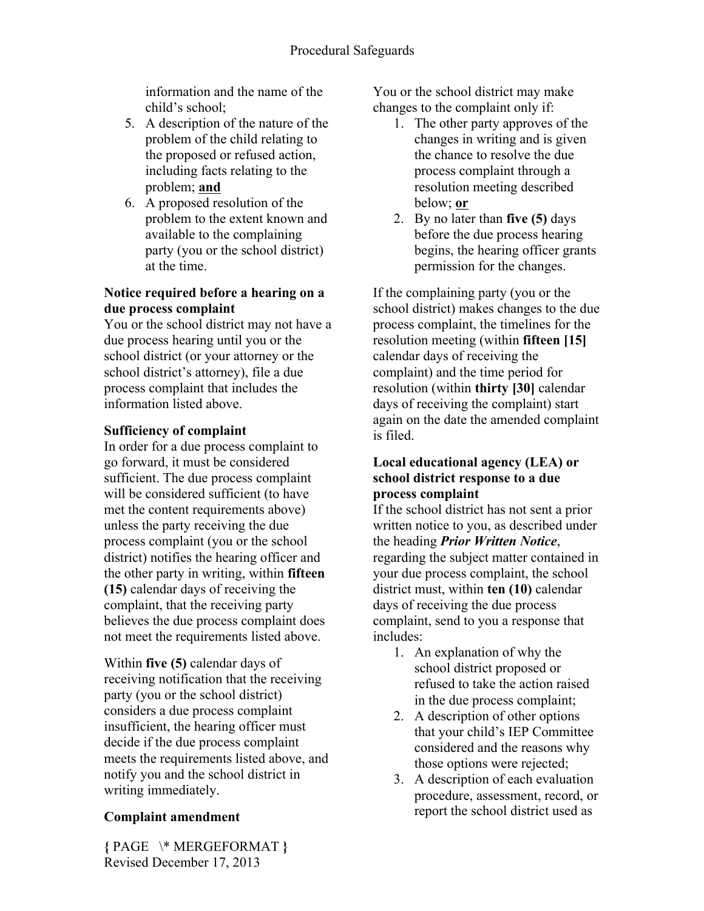information and the name of the child's school;

5. A description of the nature of the problem of the child relating to the proposed or refused action, including facts relating to the problem; **and**
6. A proposed resolution of the problem to the extent known and available to the complaining party (you or the school district) at the time.

**Notice required before a hearing on a due process complaint**

You or the school district may not have a due process hearing until you or the school district (or your attorney or the school district's attorney), file a due process complaint that includes the information listed above.

**Sufficiency of complaint**

In order for a due process complaint to go forward, it must be considered sufficient. The due process complaint will be considered sufficient (to have met the content requirements above) unless the party receiving the due process complaint (you or the school district) notifies the hearing officer and the other party in writing, within **fifteen (15)** calendar days of receiving the complaint, that the receiving party believes the due process complaint does not meet the requirements listed above.

Within **five (5)** calendar days of receiving notification that the receiving party (you or the school district) considers a due process complaint insufficient, the hearing officer must decide if the due process complaint meets the requirements listed above, and notify you and the school district in writing immediately.

**Complaint amendment**

You or the school district may make changes to the complaint only if:

1. The other party approves of the changes in writing and is given the chance to resolve the due process complaint through a resolution meeting described below; **or**
2. By no later than **five (5)** days before the due process hearing begins, the hearing officer grants permission for the changes.

If the complaining party (you or the school district) makes changes to the due process complaint, the timelines for the resolution meeting (within **fifteen [15]** calendar days of receiving the complaint) and the time period for resolution (within **thirty [30]** calendar days of receiving the complaint) start again on the date the amended complaint is filed.

**Local educational agency (LEA) or school district response to a due process complaint**

If the school district has not sent a prior written notice to you, as described under the heading ***Prior Written Notice***, regarding the subject matter contained in your due process complaint, the school district must, within **ten (10)** calendar days of receiving the due process complaint, send to you a response that includes:

1. An explanation of why the school district proposed or refused to take the action raised in the due process complaint;
2. A description of other options that your child's IEP Committee considered and the reasons why those options were rejected;
3. A description of each evaluation procedure, assessment, record, or report the school district used as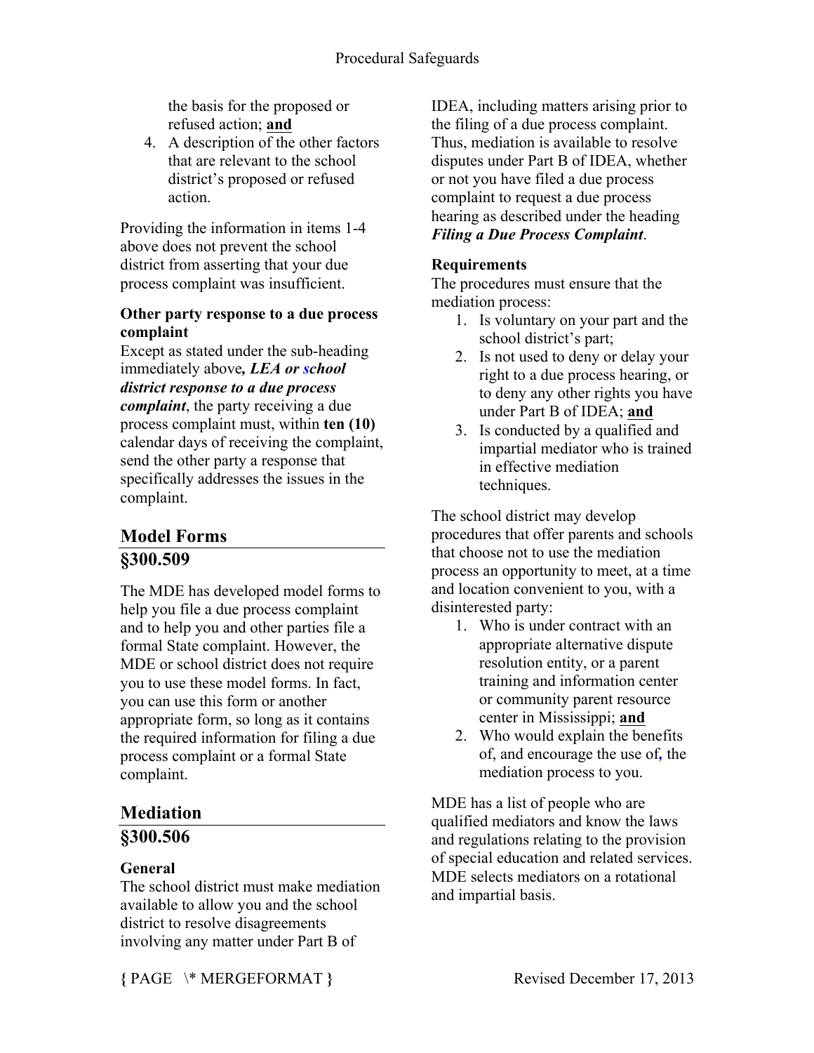the basis for the proposed or refused action; **and**

4. A description of the other factors that are relevant to the school district's proposed or refused action.

Providing the information in items 1-4 above does not prevent the school district from asserting that your due process complaint was insufficient.

**Other party response to a due process complaint**

Except as stated under the sub-heading immediately above***, LEA or school district response to a due process complaint***, the party receiving a due process complaint must, within **ten (10)** calendar days of receiving the complaint, send the other party a response that specifically addresses the issues in the complaint.

## Model Forms

## §300.509

The MDE has developed model forms to help you file a due process complaint and to help you and other parties file a formal State complaint. However, the MDE or school district does not require you to use these model forms. In fact, you can use this form or another appropriate form, so long as it contains the required information for filing a due process complaint or a formal State complaint.

## Mediation

## §300.506

**General**

The school district must make mediation available to allow you and the school district to resolve disagreements involving any matter under Part B of IDEA, including matters arising prior to the filing of a due process complaint. Thus, mediation is available to resolve disputes under Part B of IDEA, whether or not you have filed a due process complaint to request a due process hearing as described under the heading ***Filing a Due Process Complaint***.

**Requirements**

The procedures must ensure that the mediation process:

1. Is voluntary on your part and the school district's part;
2. Is not used to deny or delay your right to a due process hearing, or to deny any other rights you have under Part B of IDEA; **and**
3. Is conducted by a qualified and impartial mediator who is trained in effective mediation techniques.

The school district may develop procedures that offer parents and schools that choose not to use the mediation process an opportunity to meet, at a time and location convenient to you, with a disinterested party:

1. Who is under contract with an appropriate alternative dispute resolution entity, or a parent training and information center or community parent resource center in Mississippi; **and**
2. Who would explain the benefits of, and encourage the use of, the mediation process to you.

MDE has a list of people who are qualified mediators and know the laws and regulations relating to the provision of special education and related services. MDE selects mediators on a rotational and impartial basis.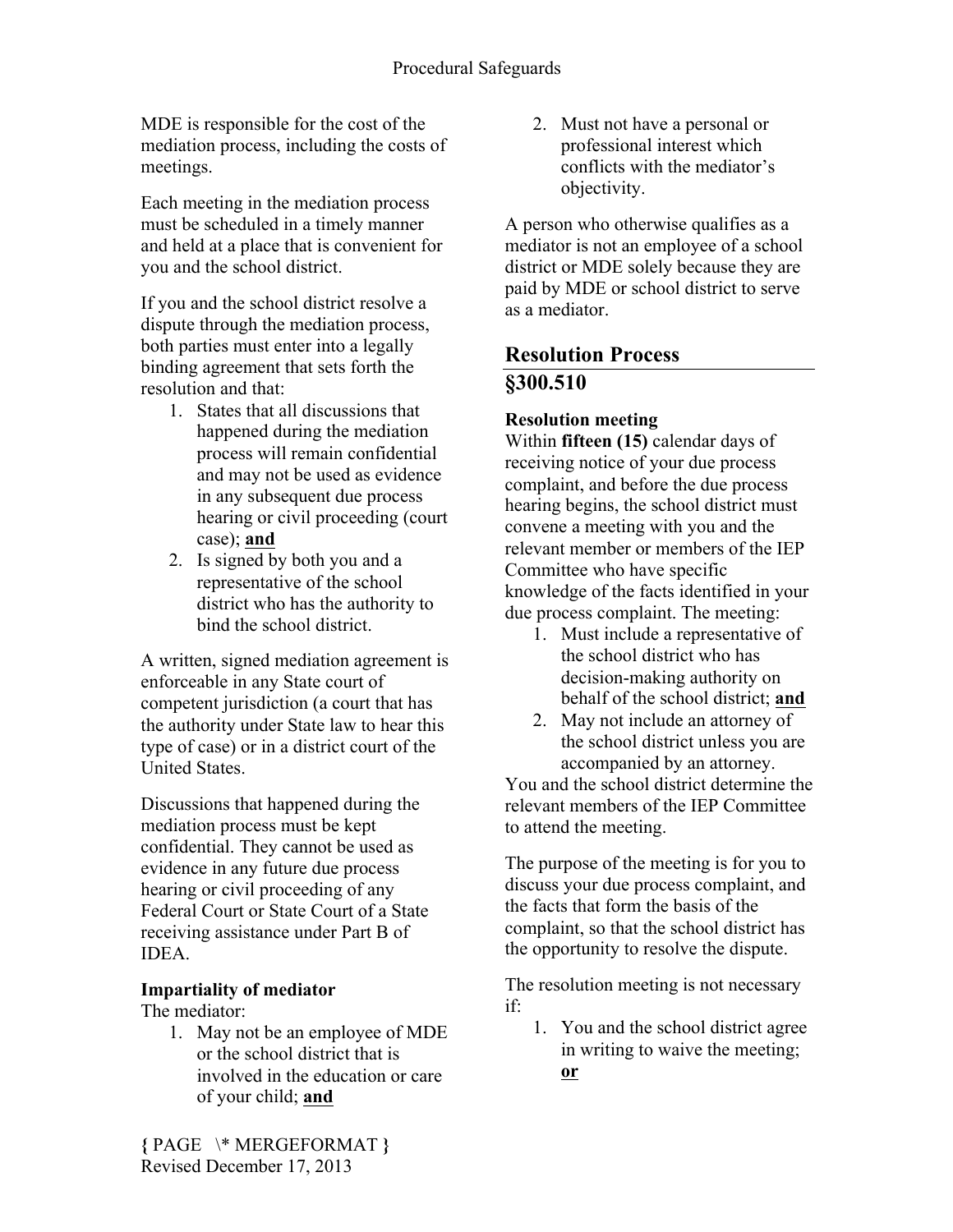MDE is responsible for the cost of the mediation process, including the costs of meetings.

Each meeting in the mediation process must be scheduled in a timely manner and held at a place that is convenient for you and the school district.

If you and the school district resolve a dispute through the mediation process, both parties must enter into a legally binding agreement that sets forth the resolution and that:

1. States that all discussions that happened during the mediation process will remain confidential and may not be used as evidence in any subsequent due process hearing or civil proceeding (court case); **and**
2. Is signed by both you and a representative of the school district who has the authority to bind the school district.

A written, signed mediation agreement is enforceable in any State court of competent jurisdiction (a court that has the authority under State law to hear this type of case) or in a district court of the United States.

Discussions that happened during the mediation process must be kept confidential. They cannot be used as evidence in any future due process hearing or civil proceeding of any Federal Court or State Court of a State receiving assistance under Part B of IDEA.

**Impartiality of mediator**

The mediator:

1. May not be an employee of MDE or the school district that is involved in the education or care of your child; **and**
2. Must not have a personal or professional interest which conflicts with the mediator's objectivity.

A person who otherwise qualifies as a mediator is not an employee of a school district or MDE solely because they are paid by MDE or school district to serve as a mediator.

## Resolution Process §300.510

**Resolution meeting**

Within **fifteen (15)** calendar days of receiving notice of your due process complaint, and before the due process hearing begins, the school district must convene a meeting with you and the relevant member or members of the IEP Committee who have specific knowledge of the facts identified in your due process complaint. The meeting:

1. Must include a representative of the school district who has decision-making authority on behalf of the school district; **and**
2. May not include an attorney of the school district unless you are accompanied by an attorney.

You and the school district determine the relevant members of the IEP Committee to attend the meeting.

The purpose of the meeting is for you to discuss your due process complaint, and the facts that form the basis of the complaint, so that the school district has the opportunity to resolve the dispute.

The resolution meeting is not necessary if:

1. You and the school district agree in writing to waive the meeting; **or**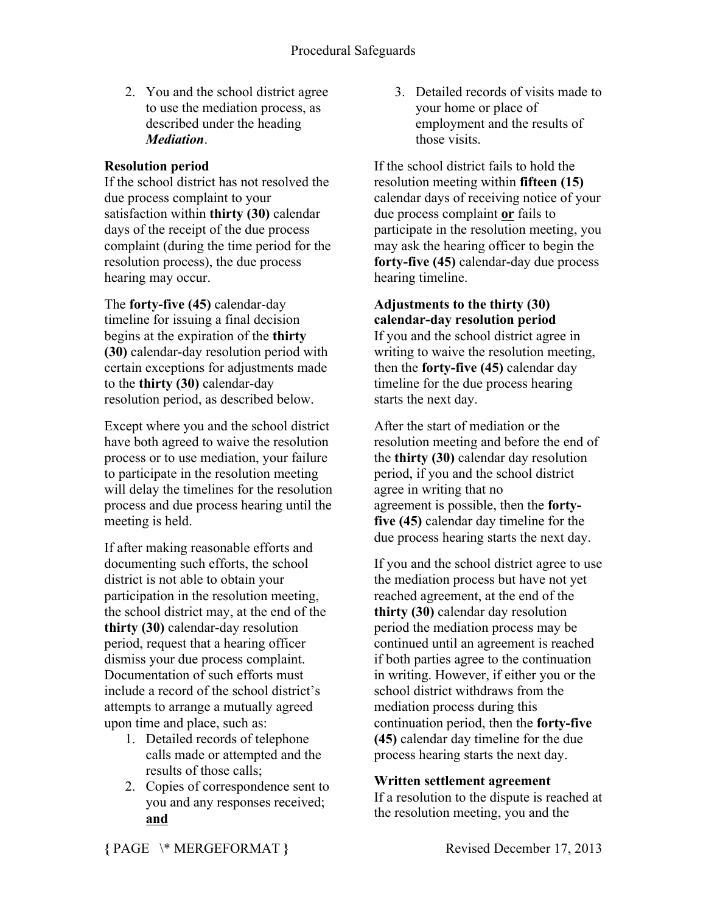2. You and the school district agree to use the mediation process, as described under the heading ***Mediation***.

**Resolution period**

If the school district has not resolved the due process complaint to your satisfaction within **thirty (30)** calendar days of the receipt of the due process complaint (during the time period for the resolution process), the due process hearing may occur.

The **forty-five (45)** calendar-day timeline for issuing a final decision begins at the expiration of the **thirty (30)** calendar-day resolution period with certain exceptions for adjustments made to the **thirty (30)** calendar-day resolution period, as described below.

Except where you and the school district have both agreed to waive the resolution process or to use mediation, your failure to participate in the resolution meeting will delay the timelines for the resolution process and due process hearing until the meeting is held.

If after making reasonable efforts and documenting such efforts, the school district is not able to obtain your participation in the resolution meeting, the school district may, at the end of the **thirty (30)** calendar-day resolution period, request that a hearing officer dismiss your due process complaint. Documentation of such efforts must include a record of the school district's attempts to arrange a mutually agreed upon time and place, such as:

1. Detailed records of telephone calls made or attempted and the results of those calls;
2. Copies of correspondence sent to you and any responses received; **<u>and</u>**
3. Detailed records of visits made to your home or place of employment and the results of those visits.

If the school district fails to hold the resolution meeting within **fifteen (15)** calendar days of receiving notice of your due process complaint **<u>or</u>** fails to participate in the resolution meeting, you may ask the hearing officer to begin the **forty-five (45)** calendar-day due process hearing timeline.

**Adjustments to the thirty (30) calendar-day resolution period**

If you and the school district agree in writing to waive the resolution meeting, then the **forty-five (45)** calendar day timeline for the due process hearing starts the next day.

After the start of mediation or the resolution meeting and before the end of the **thirty (30)** calendar day resolution period, if you and the school district agree in writing that no agreement is possible, then the **forty-five (45)** calendar day timeline for the due process hearing starts the next day.

If you and the school district agree to use the mediation process but have not yet reached agreement, at the end of the **thirty (30)** calendar day resolution period the mediation process may be continued until an agreement is reached if both parties agree to the continuation in writing. However, if either you or the school district withdraws from the mediation process during this continuation period, then the **forty-five (45)** calendar day timeline for the due process hearing starts the next day.

**Written settlement agreement**

If a resolution to the dispute is reached at the resolution meeting, you and the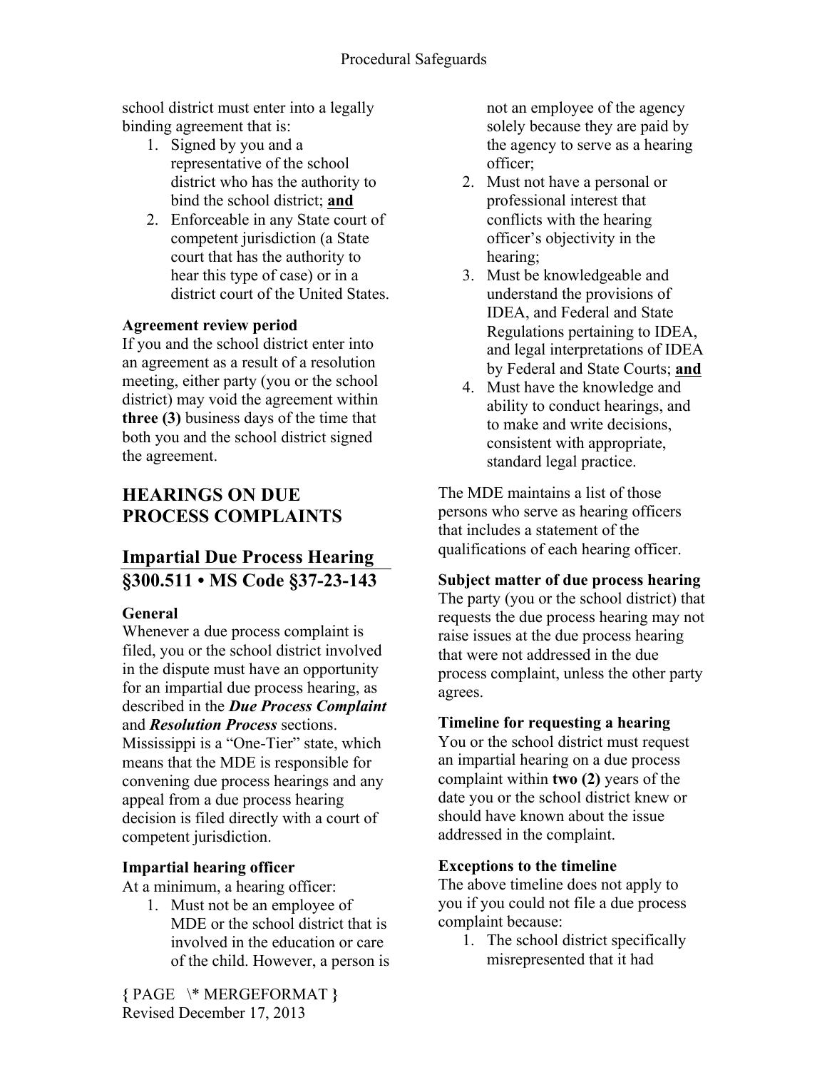school district must enter into a legally binding agreement that is:

1. Signed by you and a representative of the school district who has the authority to bind the school district; **and**
2. Enforceable in any State court of competent jurisdiction (a State court that has the authority to hear this type of case) or in a district court of the United States.

**Agreement review period**
If you and the school district enter into an agreement as a result of a resolution meeting, either party (you or the school district) may void the agreement within **three (3)** business days of the time that both you and the school district signed the agreement.

## HEARINGS ON DUE PROCESS COMPLAINTS

## Impartial Due Process Hearing §300.511 • MS Code §37-23-143

**General**
Whenever a due process complaint is filed, you or the school district involved in the dispute must have an opportunity for an impartial due process hearing, as described in the ***Due Process Complaint*** and ***Resolution Process*** sections. Mississippi is a "One-Tier" state, which means that the MDE is responsible for convening due process hearings and any appeal from a due process hearing decision is filed directly with a court of competent jurisdiction.

**Impartial hearing officer**
At a minimum, a hearing officer:

1. Must not be an employee of MDE or the school district that is involved in the education or care of the child. However, a person is not an employee of the agency solely because they are paid by the agency to serve as a hearing officer;
2. Must not have a personal or professional interest that conflicts with the hearing officer's objectivity in the hearing;
3. Must be knowledgeable and understand the provisions of IDEA, and Federal and State Regulations pertaining to IDEA, and legal interpretations of IDEA by Federal and State Courts; **and**
4. Must have the knowledge and ability to conduct hearings, and to make and write decisions, consistent with appropriate, standard legal practice.

The MDE maintains a list of those persons who serve as hearing officers that includes a statement of the qualifications of each hearing officer.

**Subject matter of due process hearing**
The party (you or the school district) that requests the due process hearing may not raise issues at the due process hearing that were not addressed in the due process complaint, unless the other party agrees.

**Timeline for requesting a hearing**
You or the school district must request an impartial hearing on a due process complaint within **two (2)** years of the date you or the school district knew or should have known about the issue addressed in the complaint.

**Exceptions to the timeline**
The above timeline does not apply to you if you could not file a due process complaint because:

1. The school district specifically misrepresented that it had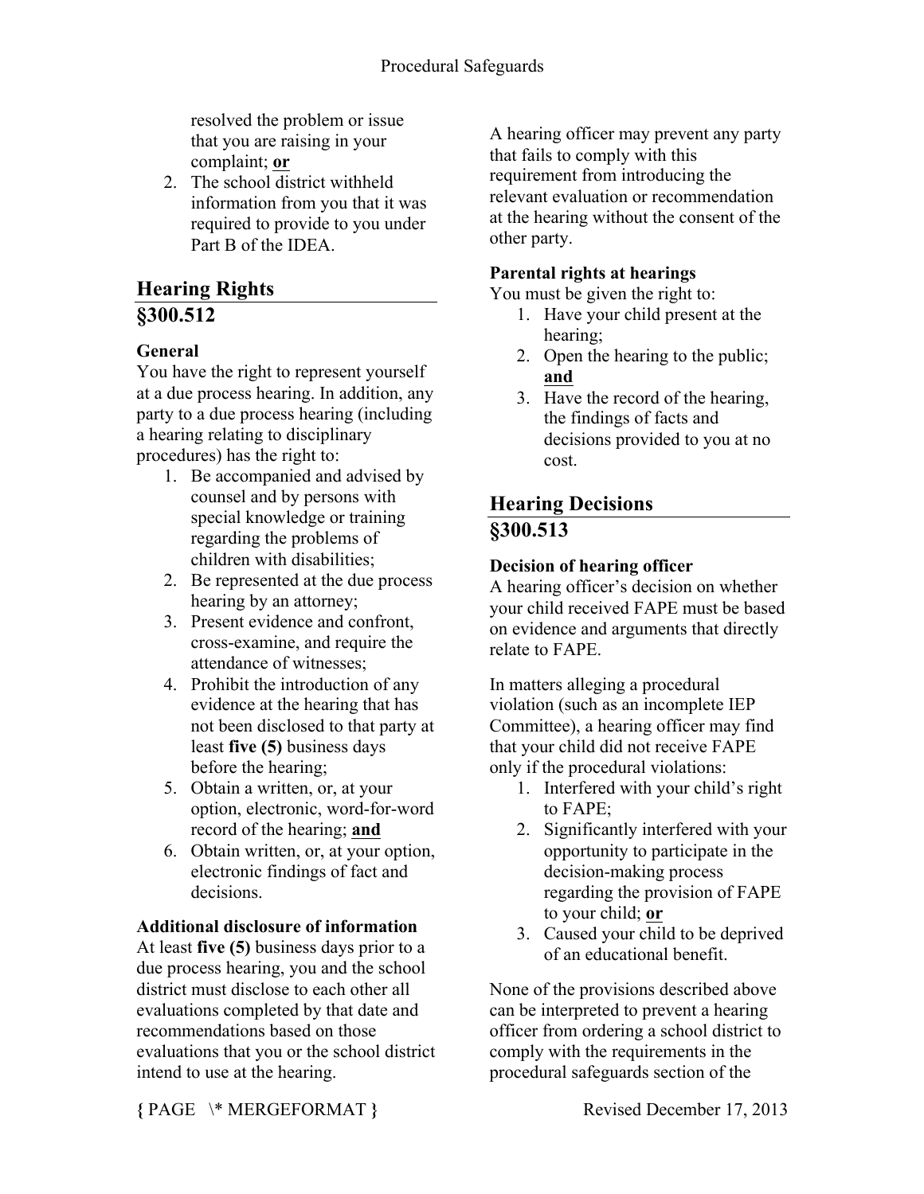resolved the problem or issue that you are raising in your complaint; **or**

2. The school district withheld information from you that it was required to provide to you under Part B of the IDEA.

## Hearing Rights

## §300.512

### General

You have the right to represent yourself at a due process hearing. In addition, any party to a due process hearing (including a hearing relating to disciplinary procedures) has the right to:

1. Be accompanied and advised by counsel and by persons with special knowledge or training regarding the problems of children with disabilities;
2. Be represented at the due process hearing by an attorney;
3. Present evidence and confront, cross-examine, and require the attendance of witnesses;
4. Prohibit the introduction of any evidence at the hearing that has not been disclosed to that party at least **five (5)** business days before the hearing;
5. Obtain a written, or, at your option, electronic, word-for-word record of the hearing; **and**
6. Obtain written, or, at your option, electronic findings of fact and decisions.

### Additional disclosure of information

At least **five (5)** business days prior to a due process hearing, you and the school district must disclose to each other all evaluations completed by that date and recommendations based on those evaluations that you or the school district intend to use at the hearing.

A hearing officer may prevent any party that fails to comply with this requirement from introducing the relevant evaluation or recommendation at the hearing without the consent of the other party.

### Parental rights at hearings

You must be given the right to:

1. Have your child present at the hearing;
2. Open the hearing to the public; **and**
3. Have the record of the hearing, the findings of facts and decisions provided to you at no cost.

## Hearing Decisions

## §300.513

### Decision of hearing officer

A hearing officer's decision on whether your child received FAPE must be based on evidence and arguments that directly relate to FAPE.

In matters alleging a procedural violation (such as an incomplete IEP Committee), a hearing officer may find that your child did not receive FAPE only if the procedural violations:

1. Interfered with your child's right to FAPE;
2. Significantly interfered with your opportunity to participate in the decision-making process regarding the provision of FAPE to your child; **or**
3. Caused your child to be deprived of an educational benefit.

None of the provisions described above can be interpreted to prevent a hearing officer from ordering a school district to comply with the requirements in the procedural safeguards section of the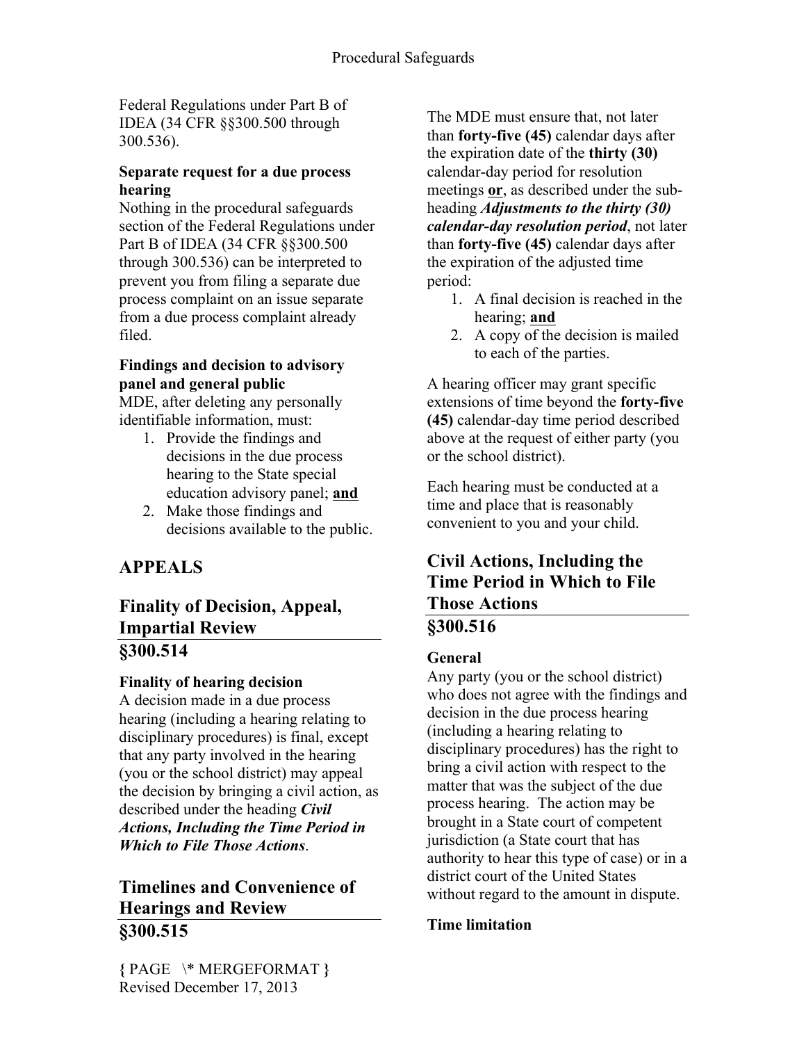Federal Regulations under Part B of IDEA (34 CFR §§300.500 through 300.536).

**Separate request for a due process hearing**
Nothing in the procedural safeguards section of the Federal Regulations under Part B of IDEA (34 CFR §§300.500 through 300.536) can be interpreted to prevent you from filing a separate due process complaint on an issue separate from a due process complaint already filed.

**Findings and decision to advisory panel and general public**
MDE, after deleting any personally identifiable information, must:

1. Provide the findings and decisions in the due process hearing to the State special education advisory panel; **and**
2. Make those findings and decisions available to the public.

# APPEALS

## Finality of Decision, Appeal, Impartial Review §300.514

**Finality of hearing decision**
A decision made in a due process hearing (including a hearing relating to disciplinary procedures) is final, except that any party involved in the hearing (you or the school district) may appeal the decision by bringing a civil action, as described under the heading ***Civil Actions, Including the Time Period in Which to File Those Actions***.

## Timelines and Convenience of Hearings and Review §300.515

The MDE must ensure that, not later than **forty-five (45)** calendar days after the expiration date of the **thirty (30)** calendar-day period for resolution meetings **or**, as described under the sub-heading ***Adjustments to the thirty (30) calendar-day resolution period***, not later than **forty-five (45)** calendar days after the expiration of the adjusted time period:

1. A final decision is reached in the hearing; **and**
2. A copy of the decision is mailed to each of the parties.

A hearing officer may grant specific extensions of time beyond the **forty-five (45)** calendar-day time period described above at the request of either party (you or the school district).

Each hearing must be conducted at a time and place that is reasonably convenient to you and your child.

## Civil Actions, Including the Time Period in Which to File Those Actions §300.516

**General**
Any party (you or the school district) who does not agree with the findings and decision in the due process hearing (including a hearing relating to disciplinary procedures) has the right to bring a civil action with respect to the matter that was the subject of the due process hearing. The action may be brought in a State court of competent jurisdiction (a State court that has authority to hear this type of case) or in a district court of the United States without regard to the amount in dispute.

**Time limitation**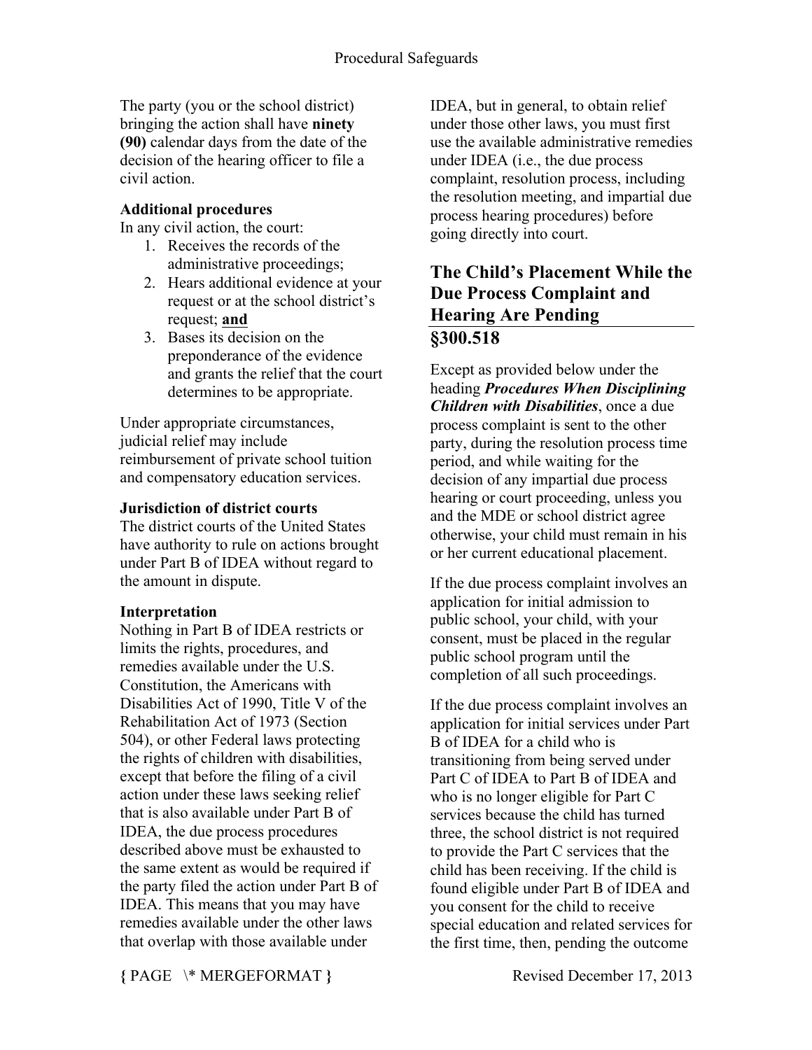The party (you or the school district) bringing the action shall have **ninety (90)** calendar days from the date of the decision of the hearing officer to file a civil action.

**Additional procedures**

In any civil action, the court:

1. Receives the records of the administrative proceedings;
2. Hears additional evidence at your request or at the school district's request; **and**
3. Bases its decision on the preponderance of the evidence and grants the relief that the court determines to be appropriate.

Under appropriate circumstances, judicial relief may include reimbursement of private school tuition and compensatory education services.

**Jurisdiction of district courts**

The district courts of the United States have authority to rule on actions brought under Part B of IDEA without regard to the amount in dispute.

**Interpretation**

Nothing in Part B of IDEA restricts or limits the rights, procedures, and remedies available under the U.S. Constitution, the Americans with Disabilities Act of 1990, Title V of the Rehabilitation Act of 1973 (Section 504), or other Federal laws protecting the rights of children with disabilities, except that before the filing of a civil action under these laws seeking relief that is also available under Part B of IDEA, the due process procedures described above must be exhausted to the same extent as would be required if the party filed the action under Part B of IDEA. This means that you may have remedies available under the other laws that overlap with those available under IDEA, but in general, to obtain relief under those other laws, you must first use the available administrative remedies under IDEA (i.e., the due process complaint, resolution process, including the resolution meeting, and impartial due process hearing procedures) before going directly into court.

## The Child's Placement While the Due Process Complaint and Hearing Are Pending §300.518

Except as provided below under the heading ***Procedures When Disciplining Children with Disabilities***, once a due process complaint is sent to the other party, during the resolution process time period, and while waiting for the decision of any impartial due process hearing or court proceeding, unless you and the MDE or school district agree otherwise, your child must remain in his or her current educational placement.

If the due process complaint involves an application for initial admission to public school, your child, with your consent, must be placed in the regular public school program until the completion of all such proceedings.

If the due process complaint involves an application for initial services under Part B of IDEA for a child who is transitioning from being served under Part C of IDEA to Part B of IDEA and who is no longer eligible for Part C services because the child has turned three, the school district is not required to provide the Part C services that the child has been receiving. If the child is found eligible under Part B of IDEA and you consent for the child to receive special education and related services for the first time, then, pending the outcome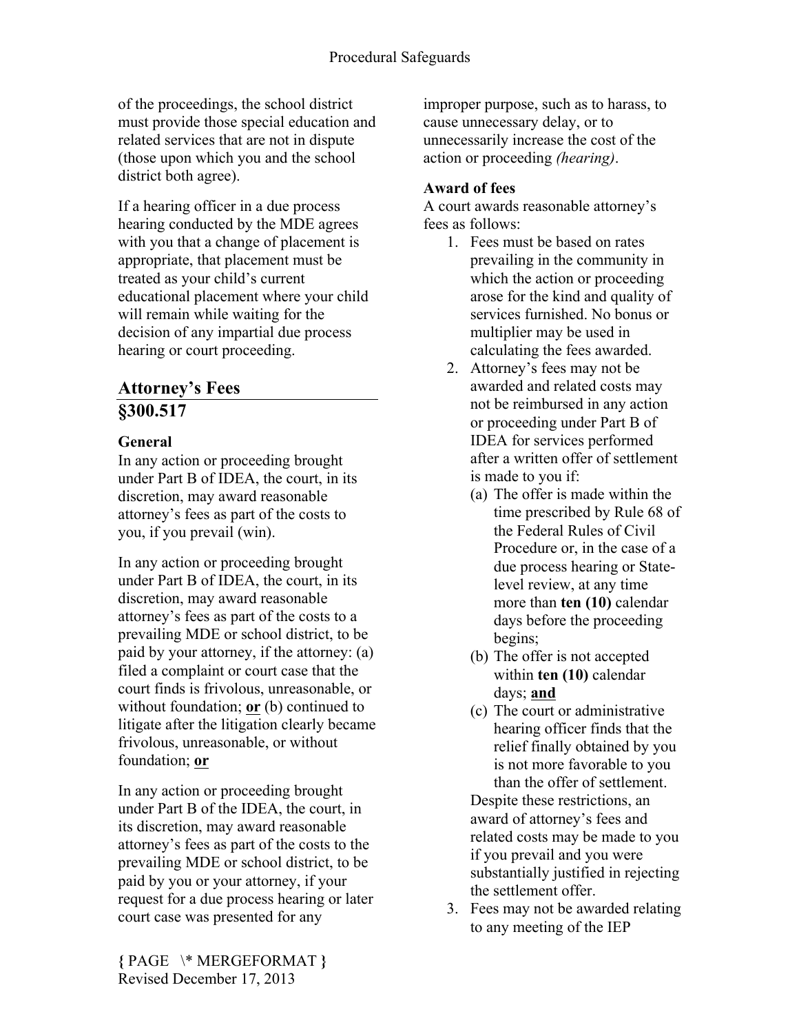of the proceedings, the school district must provide those special education and related services that are not in dispute (those upon which you and the school district both agree).

If a hearing officer in a due process hearing conducted by the MDE agrees with you that a change of placement is appropriate, that placement must be treated as your child's current educational placement where your child will remain while waiting for the decision of any impartial due process hearing or court proceeding.

## Attorney's Fees §300.517

**General**
In any action or proceeding brought under Part B of IDEA, the court, in its discretion, may award reasonable attorney's fees as part of the costs to you, if you prevail (win).

In any action or proceeding brought under Part B of IDEA, the court, in its discretion, may award reasonable attorney's fees as part of the costs to a prevailing MDE or school district, to be paid by your attorney, if the attorney: (a) filed a complaint or court case that the court finds is frivolous, unreasonable, or without foundation; **or** (b) continued to litigate after the litigation clearly became frivolous, unreasonable, or without foundation; **or**

In any action or proceeding brought under Part B of the IDEA, the court, in its discretion, may award reasonable attorney's fees as part of the costs to the prevailing MDE or school district, to be paid by you or your attorney, if your request for a due process hearing or later court case was presented for any improper purpose, such as to harass, to cause unnecessary delay, or to unnecessarily increase the cost of the action or proceeding *(hearing)*.

**Award of fees**
A court awards reasonable attorney's fees as follows:

1. Fees must be based on rates prevailing in the community in which the action or proceeding arose for the kind and quality of services furnished. No bonus or multiplier may be used in calculating the fees awarded.
2. Attorney's fees may not be awarded and related costs may not be reimbursed in any action or proceeding under Part B of IDEA for services performed after a written offer of settlement is made to you if:
   (a) The offer is made within the time prescribed by Rule 68 of the Federal Rules of Civil Procedure or, in the case of a due process hearing or State-level review, at any time more than **ten (10)** calendar days before the proceeding begins;
   (b) The offer is not accepted within **ten (10)** calendar days; **and**
   (c) The court or administrative hearing officer finds that the relief finally obtained by you is not more favorable to you than the offer of settlement.

   Despite these restrictions, an award of attorney's fees and related costs may be made to you if you prevail and you were substantially justified in rejecting the settlement offer.
3. Fees may not be awarded relating to any meeting of the IEP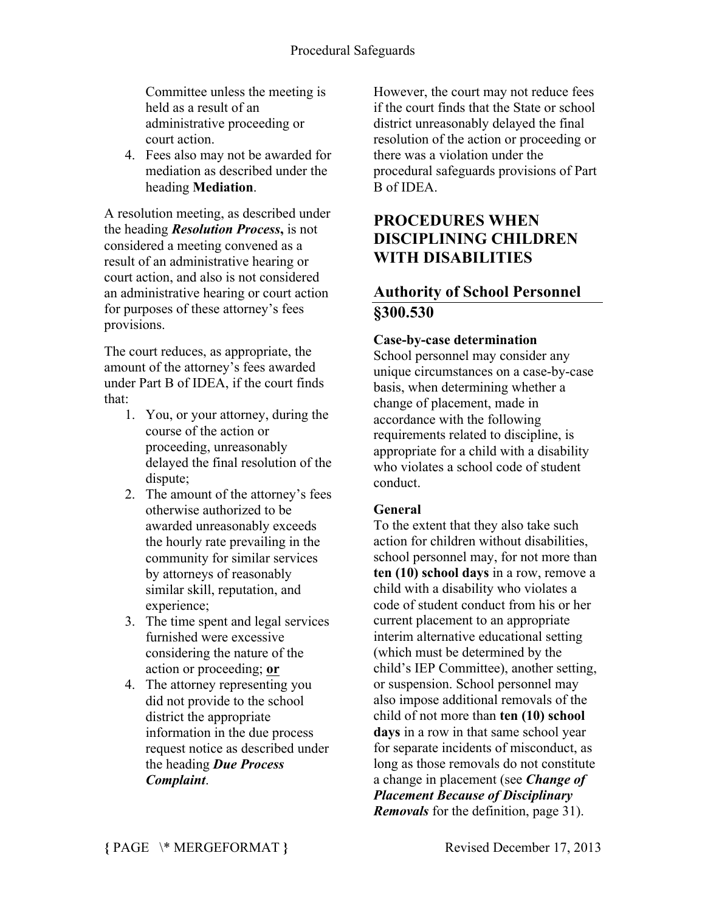Committee unless the meeting is held as a result of an administrative proceeding or court action.

4. Fees also may not be awarded for mediation as described under the heading **Mediation**.

A resolution meeting, as described under the heading ***Resolution Process*****,** is not considered a meeting convened as a result of an administrative hearing or court action, and also is not considered an administrative hearing or court action for purposes of these attorney's fees provisions.

The court reduces, as appropriate, the amount of the attorney's fees awarded under Part B of IDEA, if the court finds that:

1. You, or your attorney, during the course of the action or proceeding, unreasonably delayed the final resolution of the dispute;
2. The amount of the attorney's fees otherwise authorized to be awarded unreasonably exceeds the hourly rate prevailing in the community for similar services by attorneys of reasonably similar skill, reputation, and experience;
3. The time spent and legal services furnished were excessive considering the nature of the action or proceeding; **or**
4. The attorney representing you did not provide to the school district the appropriate information in the due process request notice as described under the heading ***Due Process Complaint***.

However, the court may not reduce fees if the court finds that the State or school district unreasonably delayed the final resolution of the action or proceeding or there was a violation under the procedural safeguards provisions of Part B of IDEA.

# PROCEDURES WHEN DISCIPLINING CHILDREN WITH DISABILITIES

## Authority of School Personnel §300.530

**Case-by-case determination**
School personnel may consider any unique circumstances on a case-by-case basis, when determining whether a change of placement, made in accordance with the following requirements related to discipline, is appropriate for a child with a disability who violates a school code of student conduct.

**General**
To the extent that they also take such action for children without disabilities, school personnel may, for not more than **ten (10) school days** in a row, remove a child with a disability who violates a code of student conduct from his or her current placement to an appropriate interim alternative educational setting (which must be determined by the child's IEP Committee), another setting, or suspension. School personnel may also impose additional removals of the child of not more than **ten (10) school days** in a row in that same school year for separate incidents of misconduct, as long as those removals do not constitute a change in placement (see ***Change of Placement Because of Disciplinary Removals*** for the definition, page 31).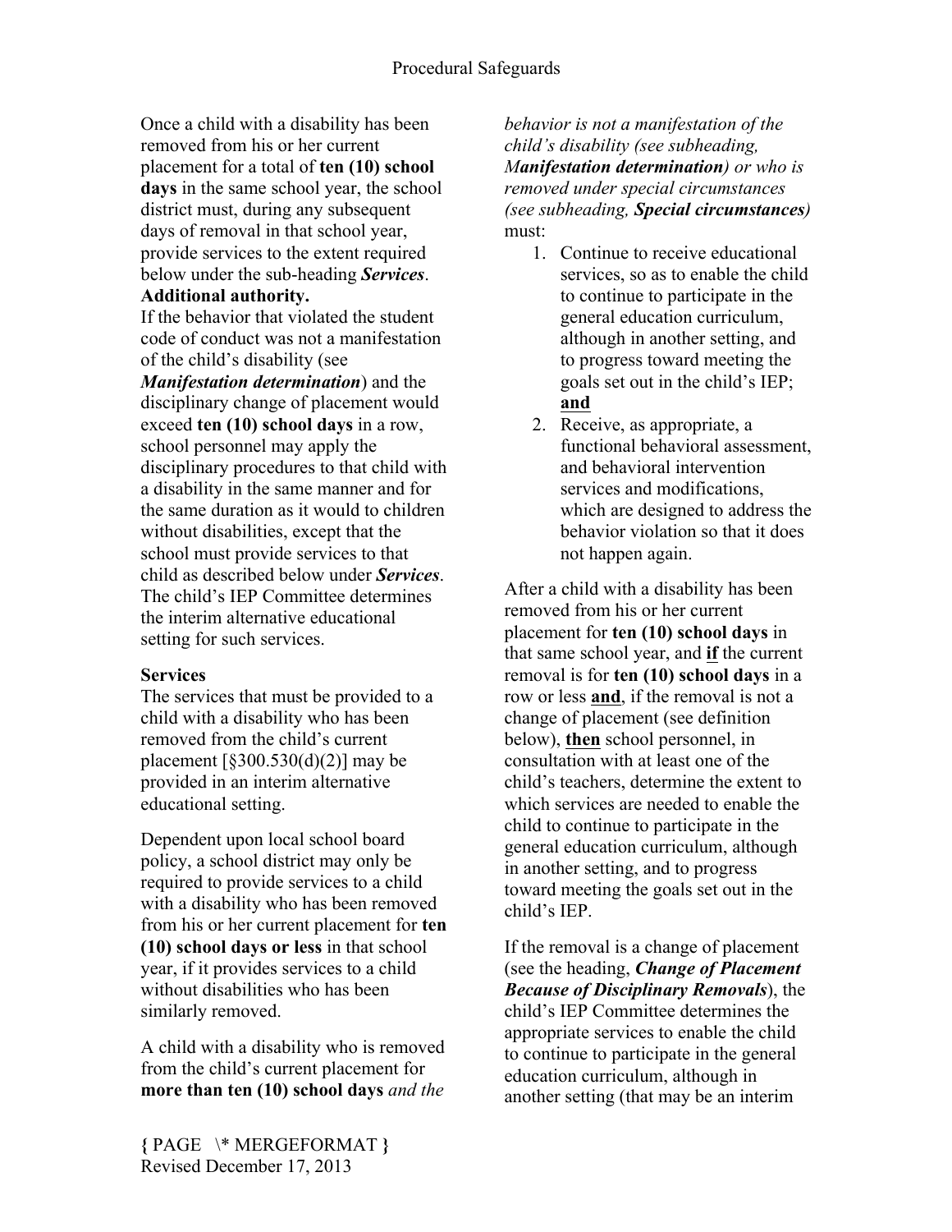Once a child with a disability has been removed from his or her current placement for a total of **ten (10) school days** in the same school year, the school district must, during any subsequent days of removal in that school year, provide services to the extent required below under the sub-heading ***Services***.

**Additional authority.**

If the behavior that violated the student code of conduct was not a manifestation of the child's disability (see ***Manifestation determination***) and the disciplinary change of placement would exceed **ten (10) school days** in a row, school personnel may apply the disciplinary procedures to that child with a disability in the same manner and for the same duration as it would to children without disabilities, except that the school must provide services to that child as described below under ***Services***. The child's IEP Committee determines the interim alternative educational setting for such services.

**Services**

The services that must be provided to a child with a disability who has been removed from the child's current placement [§300.530(d)(2)] may be provided in an interim alternative educational setting.

Dependent upon local school board policy, a school district may only be required to provide services to a child with a disability who has been removed from his or her current placement for **ten (10) school days or less** in that school year, if it provides services to a child without disabilities who has been similarly removed.

A child with a disability who is removed from the child's current placement for **more than ten (10) school days** *and the behavior is not a manifestation of the child's disability (see subheading,* ***Manifestation determination****) or who is removed under special circumstances (see subheading,* ***Special circumstances****)* must:

1. Continue to receive educational services, so as to enable the child to continue to participate in the general education curriculum, although in another setting, and to progress toward meeting the goals set out in the child's IEP; **and**
2. Receive, as appropriate, a functional behavioral assessment, and behavioral intervention services and modifications, which are designed to address the behavior violation so that it does not happen again.

After a child with a disability has been removed from his or her current placement for **ten (10) school days** in that same school year, and **if** the current removal is for **ten (10) school days** in a row or less **and**, if the removal is not a change of placement (see definition below), **then** school personnel, in consultation with at least one of the child's teachers, determine the extent to which services are needed to enable the child to continue to participate in the general education curriculum, although in another setting, and to progress toward meeting the goals set out in the child's IEP.

If the removal is a change of placement (see the heading, ***Change of Placement Because of Disciplinary Removals***), the child's IEP Committee determines the appropriate services to enable the child to continue to participate in the general education curriculum, although in another setting (that may be an interim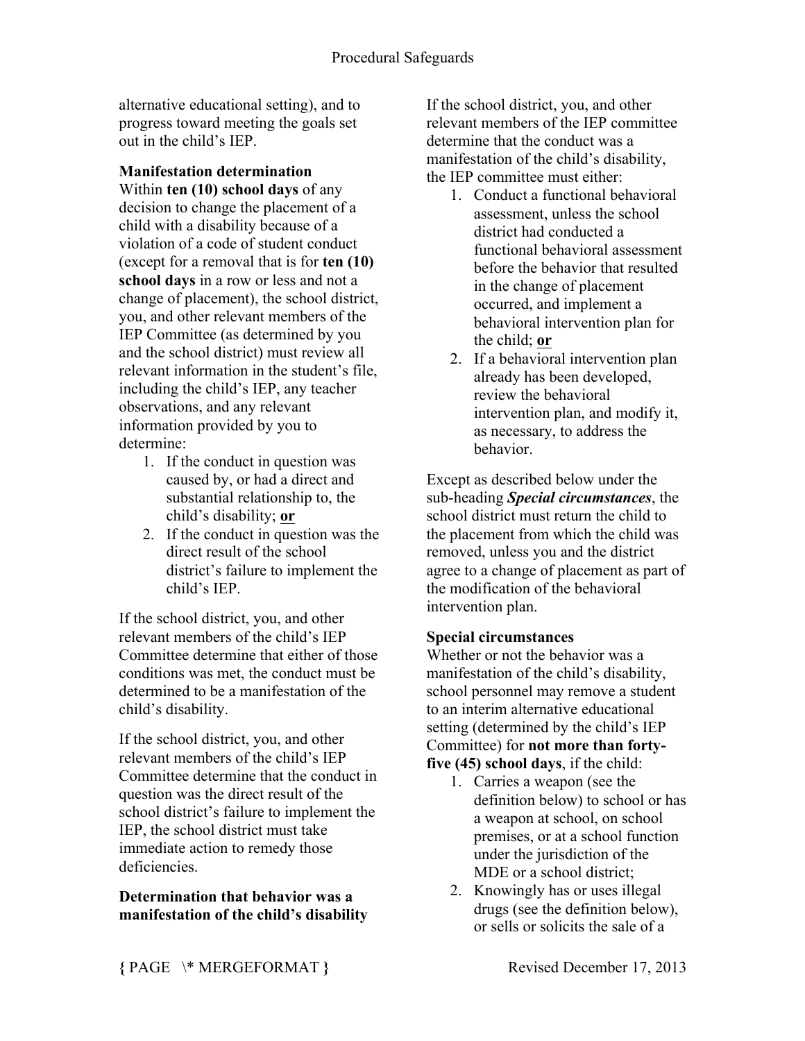alternative educational setting), and to progress toward meeting the goals set out in the child's IEP.

**Manifestation determination**

Within **ten (10) school days** of any decision to change the placement of a child with a disability because of a violation of a code of student conduct (except for a removal that is for **ten (10) school days** in a row or less and not a change of placement), the school district, you, and other relevant members of the IEP Committee (as determined by you and the school district) must review all relevant information in the student's file, including the child's IEP, any teacher observations, and any relevant information provided by you to determine:

1. If the conduct in question was caused by, or had a direct and substantial relationship to, the child's disability; **or**
2. If the conduct in question was the direct result of the school district's failure to implement the child's IEP.

If the school district, you, and other relevant members of the child's IEP Committee determine that either of those conditions was met, the conduct must be determined to be a manifestation of the child's disability.

If the school district, you, and other relevant members of the child's IEP Committee determine that the conduct in question was the direct result of the school district's failure to implement the IEP, the school district must take immediate action to remedy those deficiencies.

**Determination that behavior was a manifestation of the child's disability**

If the school district, you, and other relevant members of the IEP committee determine that the conduct was a manifestation of the child's disability, the IEP committee must either:

1. Conduct a functional behavioral assessment, unless the school district had conducted a functional behavioral assessment before the behavior that resulted in the change of placement occurred, and implement a behavioral intervention plan for the child; **or**
2. If a behavioral intervention plan already has been developed, review the behavioral intervention plan, and modify it, as necessary, to address the behavior.

Except as described below under the sub-heading ***Special circumstances***, the school district must return the child to the placement from which the child was removed, unless you and the district agree to a change of placement as part of the modification of the behavioral intervention plan.

**Special circumstances**

Whether or not the behavior was a manifestation of the child's disability, school personnel may remove a student to an interim alternative educational setting (determined by the child's IEP Committee) for **not more than forty-five (45) school days**, if the child:

1. Carries a weapon (see the definition below) to school or has a weapon at school, on school premises, or at a school function under the jurisdiction of the MDE or a school district;
2. Knowingly has or uses illegal drugs (see the definition below), or sells or solicits the sale of a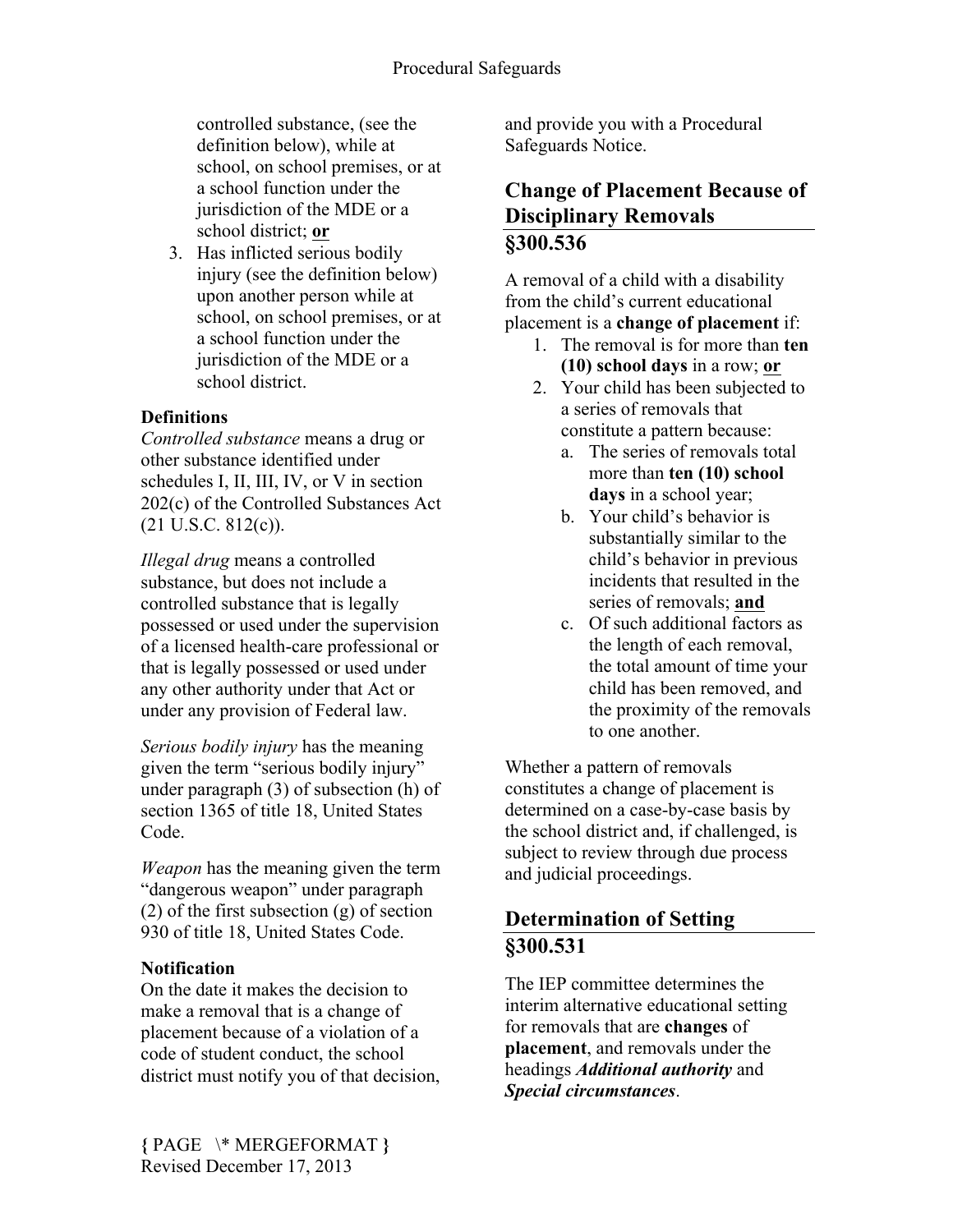controlled substance, (see the definition below), while at school, on school premises, or at a school function under the jurisdiction of the MDE or a school district; **or**

3. Has inflicted serious bodily injury (see the definition below) upon another person while at school, on school premises, or at a school function under the jurisdiction of the MDE or a school district.

**Definitions**

*Controlled substance* means a drug or other substance identified under schedules I, II, III, IV, or V in section 202(c) of the Controlled Substances Act (21 U.S.C. 812(c)).

*Illegal drug* means a controlled substance, but does not include a controlled substance that is legally possessed or used under the supervision of a licensed health-care professional or that is legally possessed or used under any other authority under that Act or under any provision of Federal law.

*Serious bodily injury* has the meaning given the term "serious bodily injury" under paragraph (3) of subsection (h) of section 1365 of title 18, United States Code.

*Weapon* has the meaning given the term "dangerous weapon" under paragraph (2) of the first subsection (g) of section 930 of title 18, United States Code.

**Notification**

On the date it makes the decision to make a removal that is a change of placement because of a violation of a code of student conduct, the school district must notify you of that decision, and provide you with a Procedural Safeguards Notice.

## Change of Placement Because of Disciplinary Removals §300.536

A removal of a child with a disability from the child's current educational placement is a **change of placement** if:

1. The removal is for more than **ten (10) school days** in a row; **or**
2. Your child has been subjected to a series of removals that constitute a pattern because:
   a. The series of removals total more than **ten (10) school days** in a school year;
   b. Your child's behavior is substantially similar to the child's behavior in previous incidents that resulted in the series of removals; **and**
   c. Of such additional factors as the length of each removal, the total amount of time your child has been removed, and the proximity of the removals to one another.

Whether a pattern of removals constitutes a change of placement is determined on a case-by-case basis by the school district and, if challenged, is subject to review through due process and judicial proceedings.

## Determination of Setting §300.531

The IEP committee determines the interim alternative educational setting for removals that are **changes** of **placement**, and removals under the headings ***Additional authority*** and ***Special circumstances***.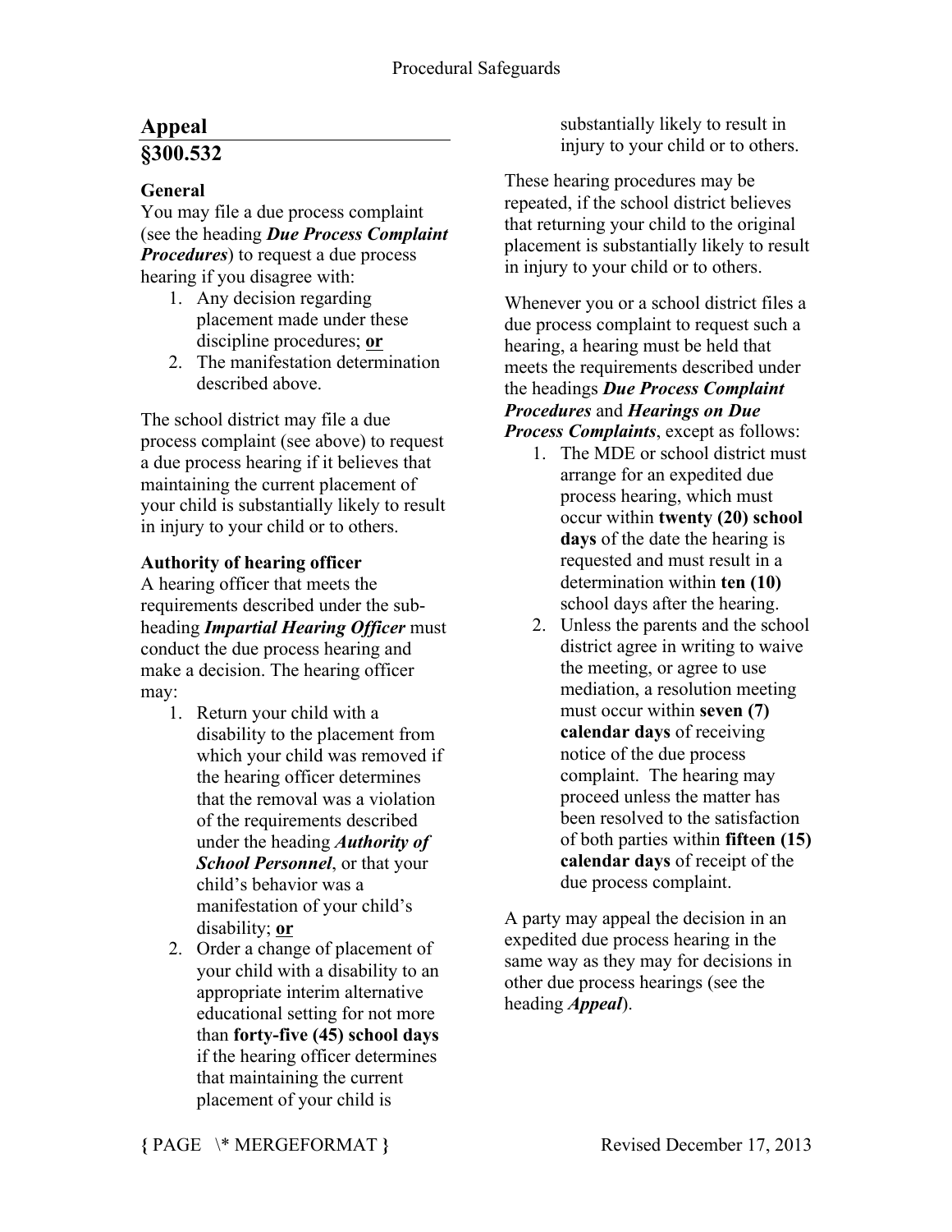## Appeal

## §300.532

### General

You may file a due process complaint (see the heading ***Due Process Complaint Procedures***) to request a due process hearing if you disagree with:

1. Any decision regarding placement made under these discipline procedures; **or**
2. The manifestation determination described above.

The school district may file a due process complaint (see above) to request a due process hearing if it believes that maintaining the current placement of your child is substantially likely to result in injury to your child or to others.

### Authority of hearing officer

A hearing officer that meets the requirements described under the sub-heading ***Impartial Hearing Officer*** must conduct the due process hearing and make a decision. The hearing officer may:

1. Return your child with a disability to the placement from which your child was removed if the hearing officer determines that the removal was a violation of the requirements described under the heading ***Authority of School Personnel***, or that your child's behavior was a manifestation of your child's disability; **or**
2. Order a change of placement of your child with a disability to an appropriate interim alternative educational setting for not more than **forty-five (45) school days** if the hearing officer determines that maintaining the current placement of your child is substantially likely to result in injury to your child or to others.

These hearing procedures may be repeated, if the school district believes that returning your child to the original placement is substantially likely to result in injury to your child or to others.

Whenever you or a school district files a due process complaint to request such a hearing, a hearing must be held that meets the requirements described under the headings ***Due Process Complaint Procedures*** and ***Hearings on Due Process Complaints***, except as follows:

1. The MDE or school district must arrange for an expedited due process hearing, which must occur within **twenty (20) school days** of the date the hearing is requested and must result in a determination within **ten (10)** school days after the hearing.
2. Unless the parents and the school district agree in writing to waive the meeting, or agree to use mediation, a resolution meeting must occur within **seven (7) calendar days** of receiving notice of the due process complaint. The hearing may proceed unless the matter has been resolved to the satisfaction of both parties within **fifteen (15) calendar days** of receipt of the due process complaint.

A party may appeal the decision in an expedited due process hearing in the same way as they may for decisions in other due process hearings (see the heading ***Appeal***).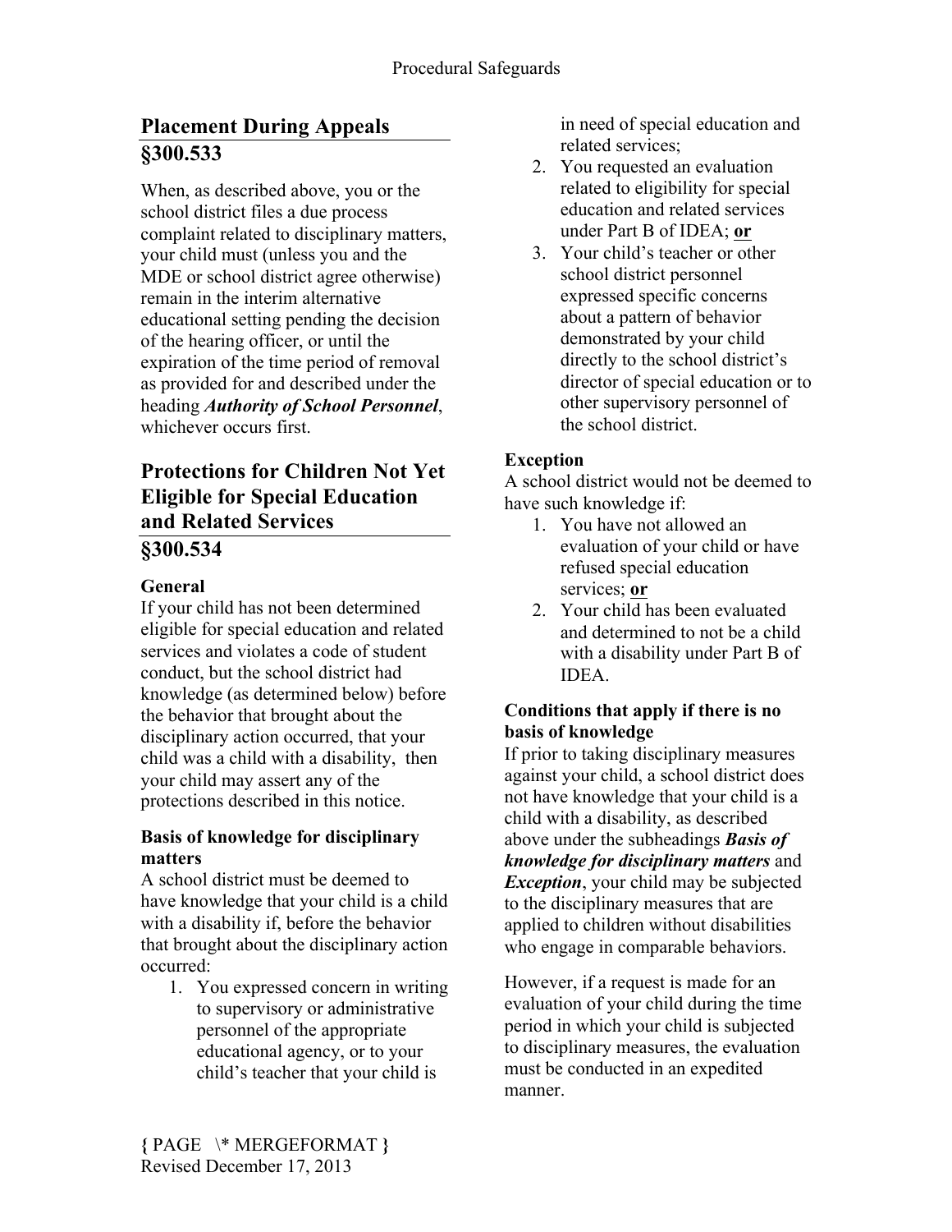## Placement During Appeals §300.533

When, as described above, you or the school district files a due process complaint related to disciplinary matters, your child must (unless you and the MDE or school district agree otherwise) remain in the interim alternative educational setting pending the decision of the hearing officer, or until the expiration of the time period of removal as provided for and described under the heading ***Authority of School Personnel***, whichever occurs first.

## Protections for Children Not Yet Eligible for Special Education and Related Services §300.534

**General**

If your child has not been determined eligible for special education and related services and violates a code of student conduct, but the school district had knowledge (as determined below) before the behavior that brought about the disciplinary action occurred, that your child was a child with a disability, then your child may assert any of the protections described in this notice.

**Basis of knowledge for disciplinary matters**

A school district must be deemed to have knowledge that your child is a child with a disability if, before the behavior that brought about the disciplinary action occurred:

1. You expressed concern in writing to supervisory or administrative personnel of the appropriate educational agency, or to your child's teacher that your child is in need of special education and related services;
2. You requested an evaluation related to eligibility for special education and related services under Part B of IDEA; **or**
3. Your child's teacher or other school district personnel expressed specific concerns about a pattern of behavior demonstrated by your child directly to the school district's director of special education or to other supervisory personnel of the school district.

**Exception**

A school district would not be deemed to have such knowledge if:

1. You have not allowed an evaluation of your child or have refused special education services; **or**
2. Your child has been evaluated and determined to not be a child with a disability under Part B of IDEA.

**Conditions that apply if there is no basis of knowledge**

If prior to taking disciplinary measures against your child, a school district does not have knowledge that your child is a child with a disability, as described above under the subheadings ***Basis of knowledge for disciplinary matters*** and ***Exception***, your child may be subjected to the disciplinary measures that are applied to children without disabilities who engage in comparable behaviors.

However, if a request is made for an evaluation of your child during the time period in which your child is subjected to disciplinary measures, the evaluation must be conducted in an expedited manner.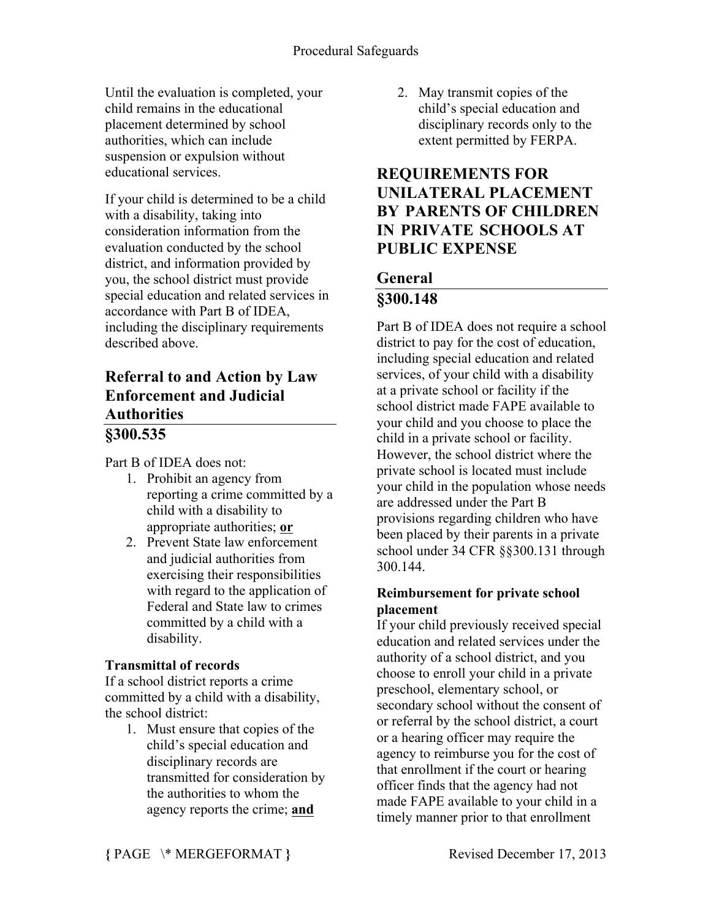Until the evaluation is completed, your child remains in the educational placement determined by school authorities, which can include suspension or expulsion without educational services.

If your child is determined to be a child with a disability, taking into consideration information from the evaluation conducted by the school district, and information provided by you, the school district must provide special education and related services in accordance with Part B of IDEA, including the disciplinary requirements described above.

## Referral to and Action by Law Enforcement and Judicial Authorities

## §300.535

Part B of IDEA does not:

1. Prohibit an agency from reporting a crime committed by a child with a disability to appropriate authorities; **or**
2. Prevent State law enforcement and judicial authorities from exercising their responsibilities with regard to the application of Federal and State law to crimes committed by a child with a disability.

**Transmittal of records**

If a school district reports a crime committed by a child with a disability, the school district:

1. Must ensure that copies of the child's special education and disciplinary records are transmitted for consideration by the authorities to whom the agency reports the crime; **and**
2. May transmit copies of the child's special education and disciplinary records only to the extent permitted by FERPA.

# REQUIREMENTS FOR UNILATERAL PLACEMENT BY PARENTS OF CHILDREN IN PRIVATE SCHOOLS AT PUBLIC EXPENSE

## General

## §300.148

Part B of IDEA does not require a school district to pay for the cost of education, including special education and related services, of your child with a disability at a private school or facility if the school district made FAPE available to your child and you choose to place the child in a private school or facility. However, the school district where the private school is located must include your child in the population whose needs are addressed under the Part B provisions regarding children who have been placed by their parents in a private school under 34 CFR §§300.131 through 300.144.

**Reimbursement for private school placement**

If your child previously received special education and related services under the authority of a school district, and you choose to enroll your child in a private preschool, elementary school, or secondary school without the consent of or referral by the school district, a court or a hearing officer may require the agency to reimburse you for the cost of that enrollment if the court or hearing officer finds that the agency had not made FAPE available to your child in a timely manner prior to that enrollment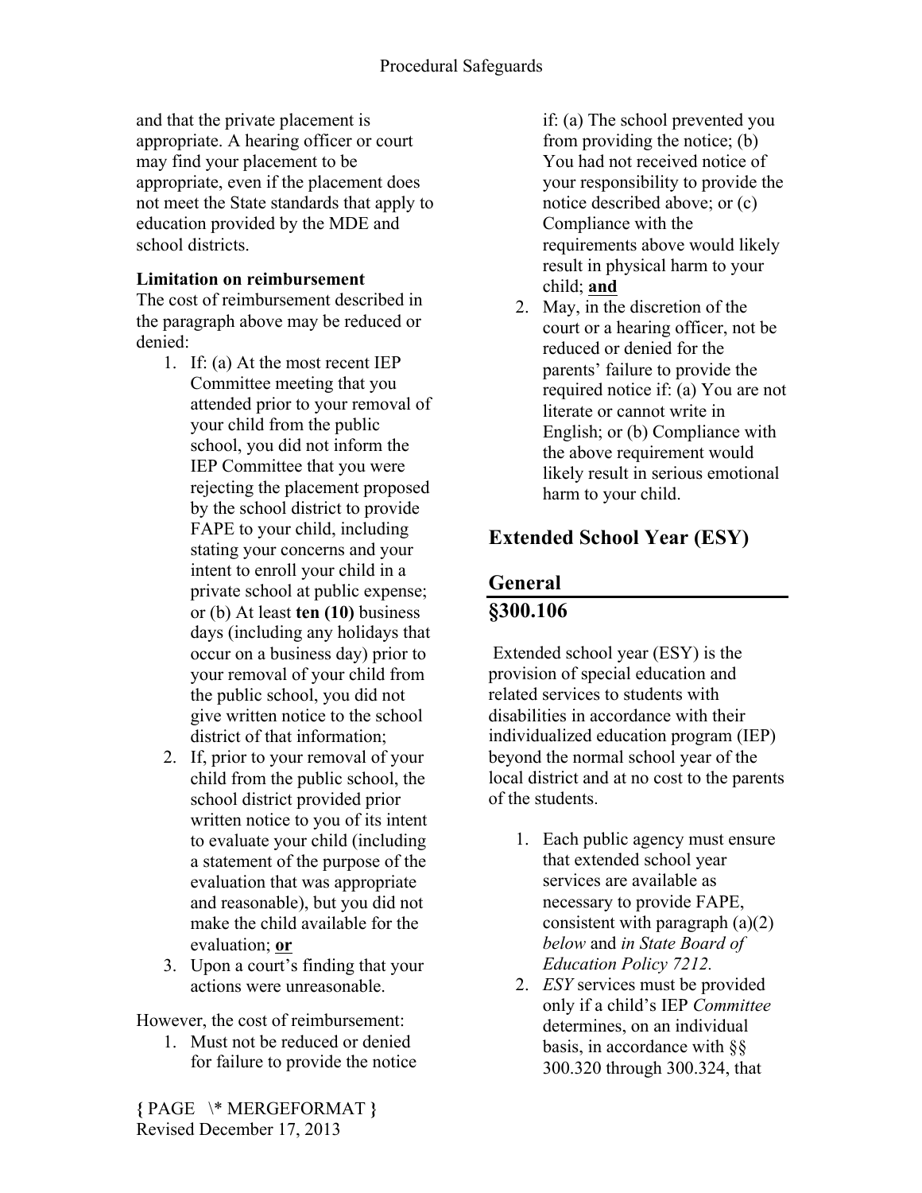and that the private placement is appropriate. A hearing officer or court may find your placement to be appropriate, even if the placement does not meet the State standards that apply to education provided by the MDE and school districts.

**Limitation on reimbursement**

The cost of reimbursement described in the paragraph above may be reduced or denied:

1. If: (a) At the most recent IEP Committee meeting that you attended prior to your removal of your child from the public school, you did not inform the IEP Committee that you were rejecting the placement proposed by the school district to provide FAPE to your child, including stating your concerns and your intent to enroll your child in a private school at public expense; or (b) At least **ten (10)** business days (including any holidays that occur on a business day) prior to your removal of your child from the public school, you did not give written notice to the school district of that information;
2. If, prior to your removal of your child from the public school, the school district provided prior written notice to you of its intent to evaluate your child (including a statement of the purpose of the evaluation that was appropriate and reasonable), but you did not make the child available for the evaluation; **or**
3. Upon a court's finding that your actions were unreasonable.

However, the cost of reimbursement:

1. Must not be reduced or denied for failure to provide the notice if: (a) The school prevented you from providing the notice; (b) You had not received notice of your responsibility to provide the notice described above; or (c) Compliance with the requirements above would likely result in physical harm to your child; **and**
2. May, in the discretion of the court or a hearing officer, not be reduced or denied for the parents' failure to provide the required notice if: (a) You are not literate or cannot write in English; or (b) Compliance with the above requirement would likely result in serious emotional harm to your child.

## Extended School Year (ESY)

## General

## §300.106

Extended school year (ESY) is the provision of special education and related services to students with disabilities in accordance with their individualized education program (IEP) beyond the normal school year of the local district and at no cost to the parents of the students.

1. Each public agency must ensure that extended school year services are available as necessary to provide FAPE, consistent with paragraph (a)(2) *below* and *in State Board of Education Policy 7212.*
2. *ESY* services must be provided only if a child's IEP *Committee* determines, on an individual basis, in accordance with §§ 300.320 through 300.324, that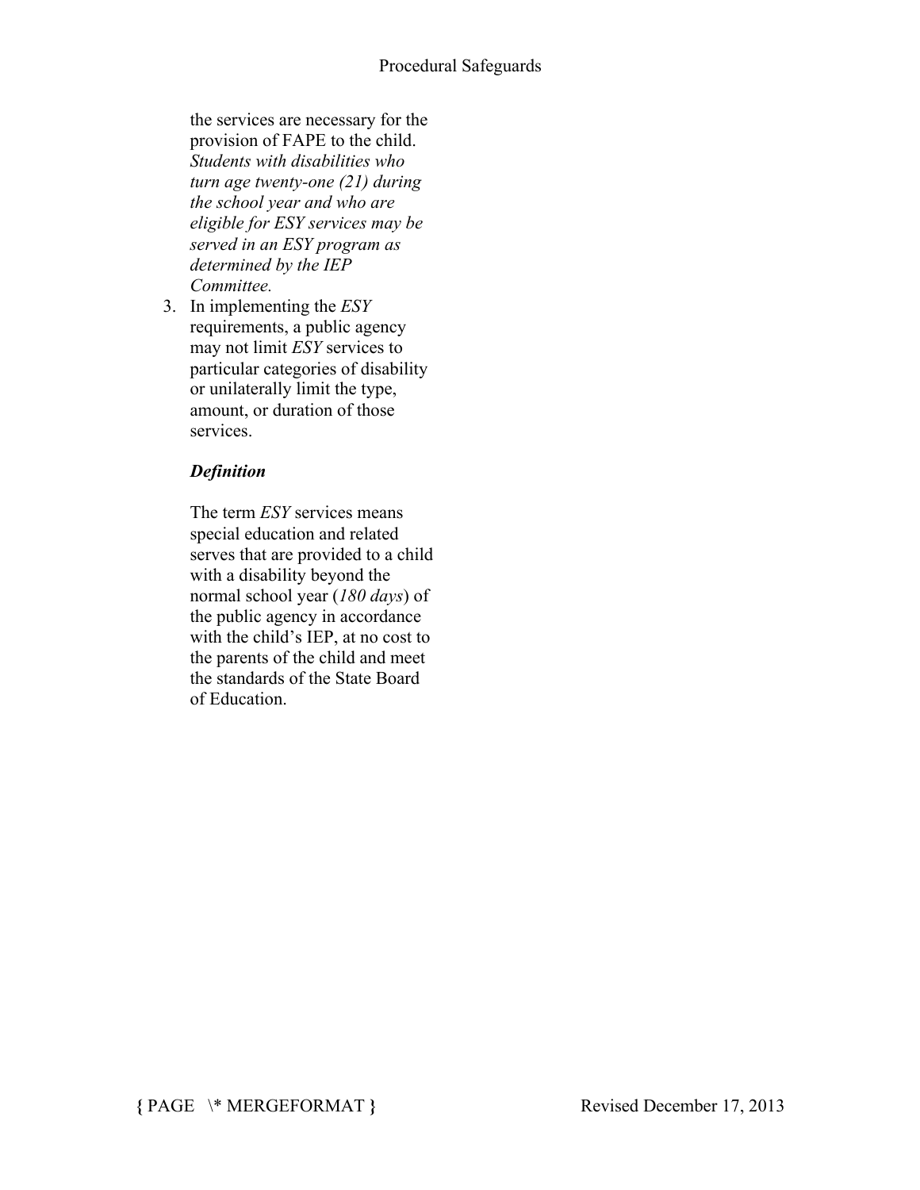the services are necessary for the provision of FAPE to the child. *Students with disabilities who turn age twenty-one (21) during the school year and who are eligible for ESY services may be served in an ESY program as determined by the IEP Committee.*

3. In implementing the *ESY* requirements, a public agency may not limit *ESY* services to particular categories of disability or unilaterally limit the type, amount, or duration of those services.

***Definition***

The term *ESY* services means special education and related serves that are provided to a child with a disability beyond the normal school year (*180 days*) of the public agency in accordance with the child's IEP, at no cost to the parents of the child and meet the standards of the State Board of Education.